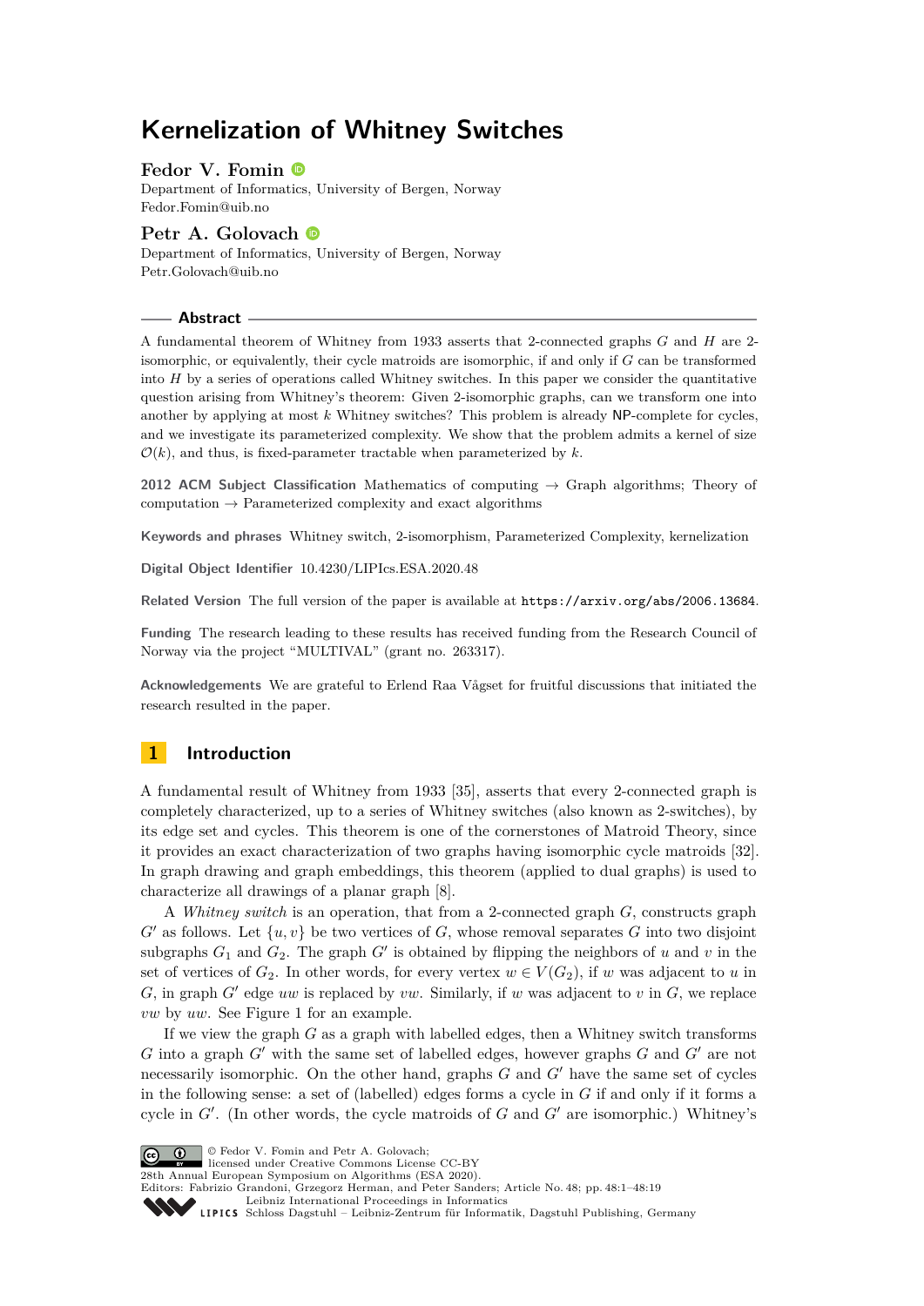# Kernelization of Whitney Switches

**Fedor V. Fomin**
Department of Informatics, University of Bergen, Norway
Fedor.Fomin@uib.no

**Petr A. Golovach**
Department of Informatics, University of Bergen, Norway
Petr.Golovach@uib.no

## Abstract

A fundamental theorem of Whitney from 1933 asserts that 2-connected graphs $G$ and $H$ are 2-isomorphic, or equivalently, their cycle matroids are isomorphic, if and only if $G$ can be transformed into $H$ by a series of operations called Whitney switches. In this paper we consider the quantitative question arising from Whitney's theorem: Given 2-isomorphic graphs, can we transform one into another by applying at most $k$ Whitney switches? This problem is already NP-complete for cycles, and we investigate its parameterized complexity. We show that the problem admits a kernel of size $\mathcal{O}(k)$, and thus, is fixed-parameter tractable when parameterized by $k$.

**2012 ACM Subject Classification** Mathematics of computing → Graph algorithms; Theory of computation → Parameterized complexity and exact algorithms

**Keywords and phrases** Whitney switch, 2-isomorphism, Parameterized Complexity, kernelization

**Digital Object Identifier** 10.4230/LIPIcs.ESA.2020.48

**Related Version** The full version of the paper is available at https://arxiv.org/abs/2006.13684.

**Funding** The research leading to these results has received funding from the Research Council of Norway via the project "MULTIVAL" (grant no. 263317).

**Acknowledgements** We are grateful to Erlend Raa Vågset for fruitful discussions that initiated the research resulted in the paper.

## 1 Introduction

A fundamental result of Whitney from 1933 [35], asserts that every 2-connected graph is completely characterized, up to a series of Whitney switches (also known as 2-switches), by its edge set and cycles. This theorem is one of the cornerstones of Matroid Theory, since it provides an exact characterization of two graphs having isomorphic cycle matroids [32]. In graph drawing and graph embeddings, this theorem (applied to dual graphs) is used to characterize all drawings of a planar graph [8].

A *Whitney switch* is an operation, that from a 2-connected graph $G$, constructs graph $G'$ as follows. Let $\{u, v\}$ be two vertices of $G$, whose removal separates $G$ into two disjoint subgraphs $G_1$ and $G_2$. The graph $G'$ is obtained by flipping the neighbors of $u$ and $v$ in the set of vertices of $G_2$. In other words, for every vertex $w \in V(G_2)$, if $w$ was adjacent to $u$ in $G$, in graph $G'$ edge $uw$ is replaced by $vw$. Similarly, if $w$ was adjacent to $v$ in $G$, we replace $vw$ by $uw$. See Figure 1 for an example.

If we view the graph $G$ as a graph with labelled edges, then a Whitney switch transforms $G$ into a graph $G'$ with the same set of labelled edges, however graphs $G$ and $G'$ are not necessarily isomorphic. On the other hand, graphs $G$ and $G'$ have the same set of cycles in the following sense: a set of (labelled) edges forms a cycle in $G$ if and only if it forms a cycle in $G'$. (In other words, the cycle matroids of $G$ and $G'$ are isomorphic.) Whitney's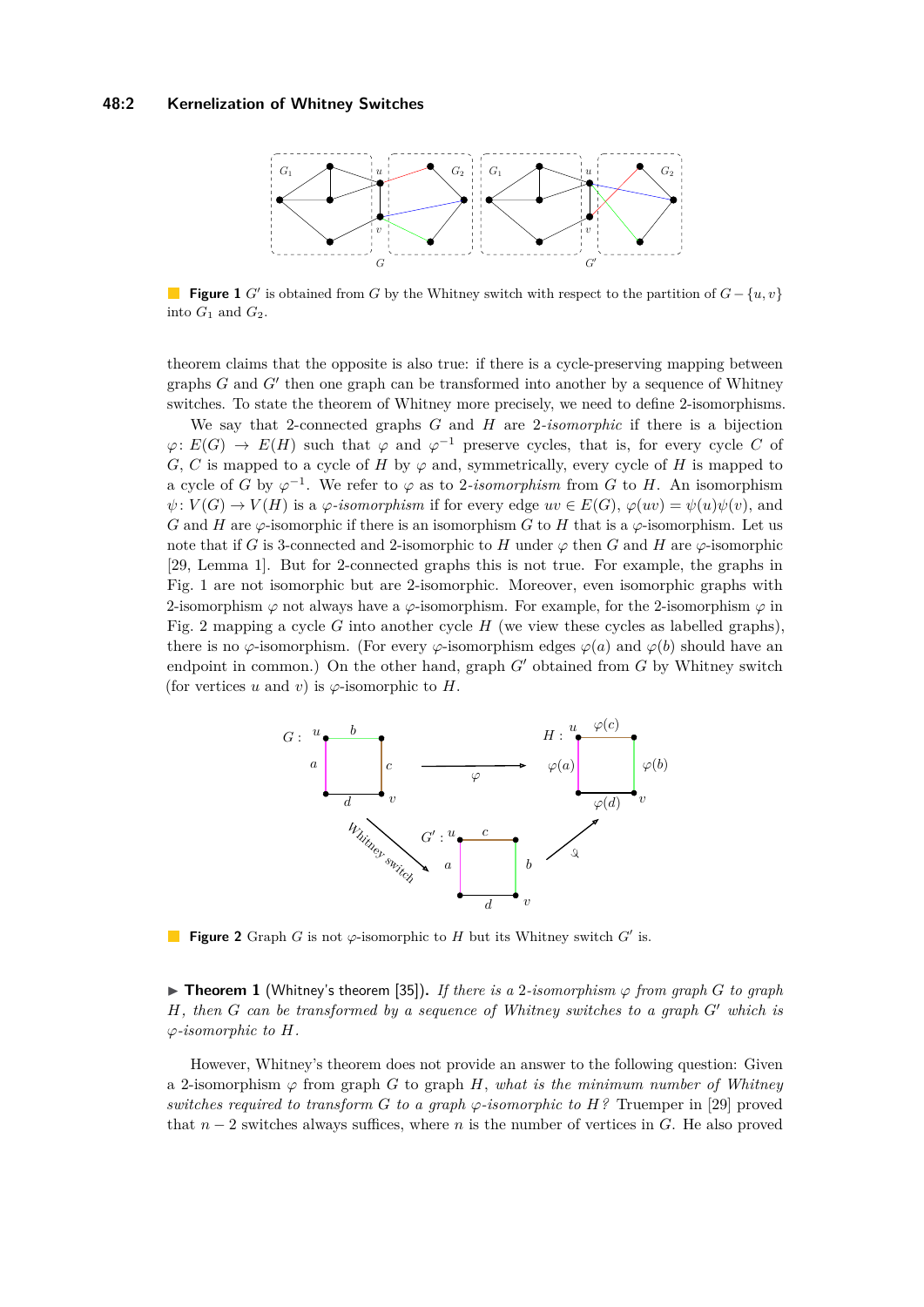**Figure 1** $G'$ is obtained from $G$ by the Whitney switch with respect to the partition of $G - \{u, v\}$ into $G_1$ and $G_2$.

theorem claims that the opposite is also true: if there is a cycle-preserving mapping between graphs $G$ and $G'$ then one graph can be transformed into another by a sequence of Whitney switches. To state the theorem of Whitney more precisely, we need to define 2-isomorphisms.

We say that 2-connected graphs $G$ and $H$ are *2-isomorphic* if there is a bijection $\varphi\colon E(G) \to E(H)$ such that $\varphi$ and $\varphi^{-1}$ preserve cycles, that is, for every cycle $C$ of $G$, $C$ is mapped to a cycle of $H$ by $\varphi$ and, symmetrically, every cycle of $H$ is mapped to a cycle of $G$ by $\varphi^{-1}$. We refer to $\varphi$ as to 2-*isomorphism* from $G$ to $H$. An isomorphism $\psi\colon V(G) \to V(H)$ is a $\varphi$-*isomorphism* if for every edge $uv \in E(G)$, $\varphi(uv) = \psi(u)\psi(v)$, and $G$ and $H$ are $\varphi$-isomorphic if there is an isomorphism $G$ to $H$ that is a $\varphi$-isomorphism. Let us note that if $G$ is 3-connected and 2-isomorphic to $H$ under $\varphi$ then $G$ and $H$ are $\varphi$-isomorphic [29, Lemma 1]. But for 2-connected graphs this is not true. For example, the graphs in Fig. 1 are not isomorphic but are 2-isomorphic. Moreover, even isomorphic graphs with 2-isomorphism $\varphi$ not always have a $\varphi$-isomorphism. For example, for the 2-isomorphism $\varphi$ in Fig. 2 mapping a cycle $G$ into another cycle $H$ (we view these cycles as labelled graphs), there is no $\varphi$-isomorphism. (For every $\varphi$-isomorphism edges $\varphi(a)$ and $\varphi(b)$ should have an endpoint in common.) On the other hand, graph $G'$ obtained from $G$ by Whitney switch (for vertices $u$ and $v$) is $\varphi$-isomorphic to $H$.

**Figure 2** Graph $G$ is not $\varphi$-isomorphic to $H$ but its Whitney switch $G'$ is.

▶ **Theorem 1** (Whitney's theorem [35]). *If there is a* 2*-isomorphism $\varphi$ from graph $G$ to graph $H$, then $G$ can be transformed by a sequence of Whitney switches to a graph $G'$ which is $\varphi$-isomorphic to $H$.*

However, Whitney's theorem does not provide an answer to the following question: Given a 2-isomorphism $\varphi$ from graph $G$ to graph $H$, *what is the minimum number of Whitney switches required to transform $G$ to a graph $\varphi$-isomorphic to $H$?* Truemper in [29] proved that $n - 2$ switches always suffices, where $n$ is the number of vertices in $G$. He also proved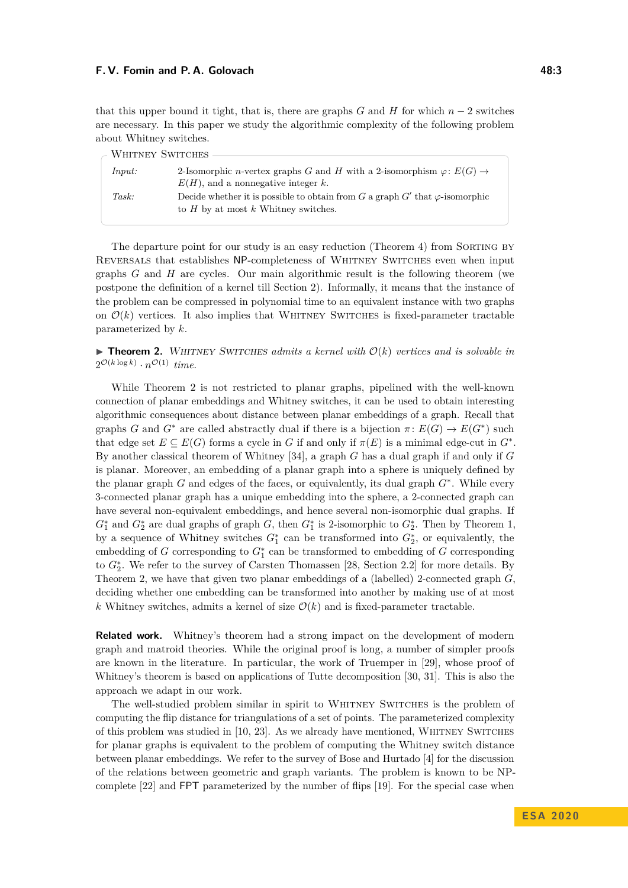that this upper bound it tight, that is, there are graphs $G$ and $H$ for which $n-2$ switches are necessary. In this paper we study the algorithmic complexity of the following problem about Whitney switches.

**Whitney Switches**

| | |
|---|---|
| *Input:* | 2-Isomorphic $n$-vertex graphs $G$ and $H$ with a 2-isomorphism $\varphi\colon E(G) \to E(H)$, and a nonnegative integer $k$. |
| *Task:* | Decide whether it is possible to obtain from $G$ a graph $G'$ that $\varphi$-isomorphic to $H$ by at most $k$ Whitney switches. |

The departure point for our study is an easy reduction (Theorem 4) from Sorting by Reversals that establishes NP-completeness of Whitney Switches even when input graphs $G$ and $H$ are cycles. Our main algorithmic result is the following theorem (we postpone the definition of a kernel till Section 2). Informally, it means that the instance of the problem can be compressed in polynomial time to an equivalent instance with two graphs on $\mathcal{O}(k)$ vertices. It also implies that Whitney Switches is fixed-parameter tractable parameterized by $k$.

▶ **Theorem 2.** *Whitney Switches admits a kernel with $\mathcal{O}(k)$ vertices and is solvable in $2^{\mathcal{O}(k \log k)} \cdot n^{\mathcal{O}(1)}$ time.*

While Theorem 2 is not restricted to planar graphs, pipelined with the well-known connection of planar embeddings and Whitney switches, it can be used to obtain interesting algorithmic consequences about distance between planar embeddings of a graph. Recall that graphs $G$ and $G^*$ are called abstractly dual if there is a bijection $\pi\colon E(G) \to E(G^*)$ such that edge set $E \subseteq E(G)$ forms a cycle in $G$ if and only if $\pi(E)$ is a minimal edge-cut in $G^*$. By another classical theorem of Whitney [34], a graph $G$ has a dual graph if and only if $G$ is planar. Moreover, an embedding of a planar graph into a sphere is uniquely defined by the planar graph $G$ and edges of the faces, or equivalently, its dual graph $G^*$. While every 3-connected planar graph has a unique embedding into the sphere, a 2-connected graph can have several non-equivalent embeddings, and hence several non-isomorphic dual graphs. If $G_1^*$ and $G_2^*$ are dual graphs of graph $G$, then $G_1^*$ is 2-isomorphic to $G_2^*$. Then by Theorem 1, by a sequence of Whitney switches $G_1^*$ can be transformed into $G_2^*$, or equivalently, the embedding of $G$ corresponding to $G_1^*$ can be transformed to embedding of $G$ corresponding to $G_2^*$. We refer to the survey of Carsten Thomassen [28, Section 2.2] for more details. By Theorem 2, we have that given two planar embeddings of a (labelled) 2-connected graph $G$, deciding whether one embedding can be transformed into another by making use of at most $k$ Whitney switches, admits a kernel of size $\mathcal{O}(k)$ and is fixed-parameter tractable.

**Related work.** Whitney's theorem had a strong impact on the development of modern graph and matroid theories. While the original proof is long, a number of simpler proofs are known in the literature. In particular, the work of Truemper in [29], whose proof of Whitney's theorem is based on applications of Tutte decomposition [30, 31]. This is also the approach we adapt in our work.

The well-studied problem similar in spirit to Whitney Switches is the problem of computing the flip distance for triangulations of a set of points. The parameterized complexity of this problem was studied in [10, 23]. As we already have mentioned, Whitney Switches for planar graphs is equivalent to the problem of computing the Whitney switch distance between planar embeddings. We refer to the survey of Bose and Hurtado [4] for the discussion of the relations between geometric and graph variants. The problem is known to be NP-complete [22] and FPT parameterized by the number of flips [19]. For the special case when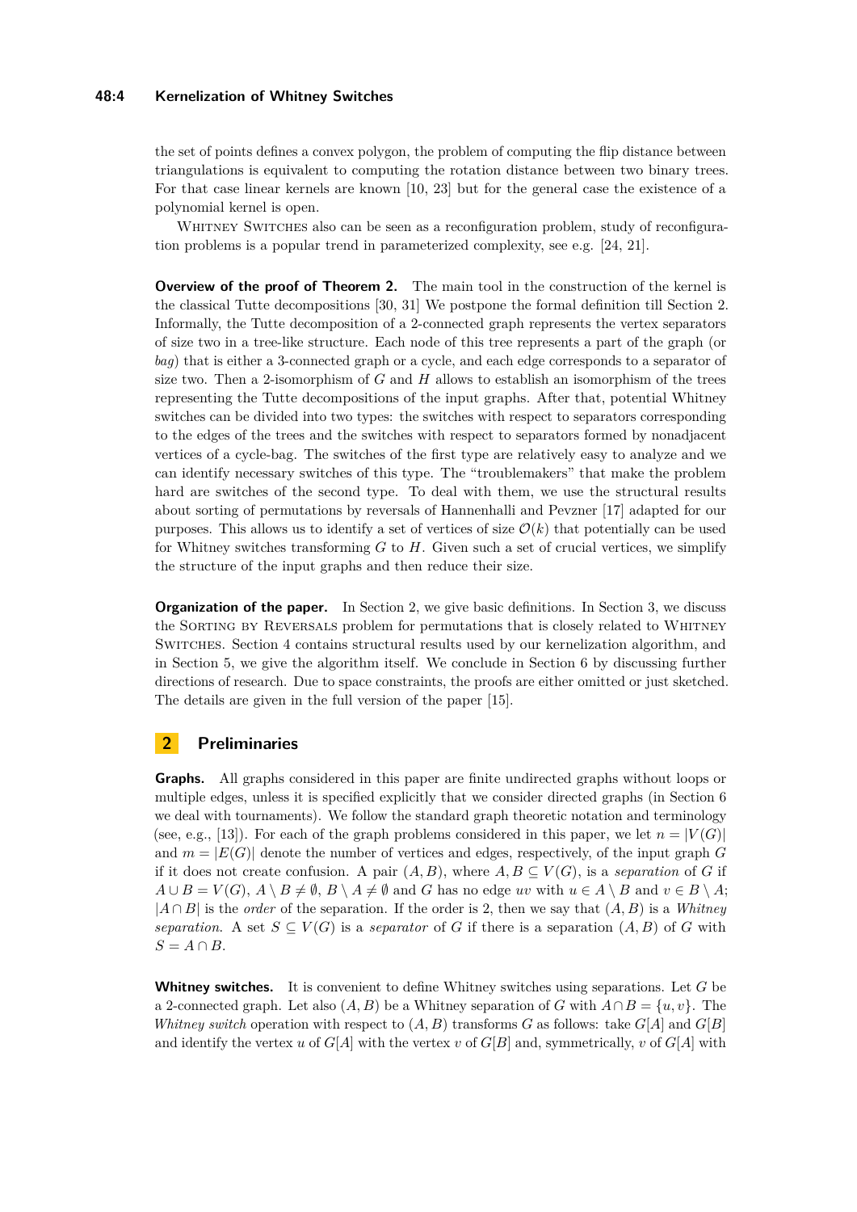the set of points defines a convex polygon, the problem of computing the flip distance between triangulations is equivalent to computing the rotation distance between two binary trees. For that case linear kernels are known [10, 23] but for the general case the existence of a polynomial kernel is open.

Whitney Switches also can be seen as a reconfiguration problem, study of reconfiguration problems is a popular trend in parameterized complexity, see e.g. [24, 21].

**Overview of the proof of Theorem 2.** The main tool in the construction of the kernel is the classical Tutte decompositions [30, 31] We postpone the formal definition till Section 2. Informally, the Tutte decomposition of a 2-connected graph represents the vertex separators of size two in a tree-like structure. Each node of this tree represents a part of the graph (or *bag*) that is either a 3-connected graph or a cycle, and each edge corresponds to a separator of size two. Then a 2-isomorphism of $G$ and $H$ allows to establish an isomorphism of the trees representing the Tutte decompositions of the input graphs. After that, potential Whitney switches can be divided into two types: the switches with respect to separators corresponding to the edges of the trees and the switches with respect to separators formed by nonadjacent vertices of a cycle-bag. The switches of the first type are relatively easy to analyze and we can identify necessary switches of this type. The "troublemakers" that make the problem hard are switches of the second type. To deal with them, we use the structural results about sorting of permutations by reversals of Hannenhalli and Pevzner [17] adapted for our purposes. This allows us to identify a set of vertices of size $\mathcal{O}(k)$ that potentially can be used for Whitney switches transforming $G$ to $H$. Given such a set of crucial vertices, we simplify the structure of the input graphs and then reduce their size.

**Organization of the paper.** In Section 2, we give basic definitions. In Section 3, we discuss the Sorting by Reversals problem for permutations that is closely related to Whitney Switches. Section 4 contains structural results used by our kernelization algorithm, and in Section 5, we give the algorithm itself. We conclude in Section 6 by discussing further directions of research. Due to space constraints, the proofs are either omitted or just sketched. The details are given in the full version of the paper [15].

## 2 Preliminaries

**Graphs.** All graphs considered in this paper are finite undirected graphs without loops or multiple edges, unless it is specified explicitly that we consider directed graphs (in Section 6 we deal with tournaments). We follow the standard graph theoretic notation and terminology (see, e.g., [13]). For each of the graph problems considered in this paper, we let $n = |V(G)|$ and $m = |E(G)|$ denote the number of vertices and edges, respectively, of the input graph $G$ if it does not create confusion. A pair $(A, B)$, where $A, B \subseteq V(G)$, is a *separation* of $G$ if $A \cup B = V(G)$, $A \setminus B \neq \emptyset$, $B \setminus A \neq \emptyset$ and $G$ has no edge $uv$ with $u \in A \setminus B$ and $v \in B \setminus A$; $|A \cap B|$ is the *order* of the separation. If the order is 2, then we say that $(A, B)$ is a *Whitney separation*. A set $S \subseteq V(G)$ is a *separator* of $G$ if there is a separation $(A, B)$ of $G$ with $S = A \cap B$.

**Whitney switches.** It is convenient to define Whitney switches using separations. Let $G$ be a 2-connected graph. Let also $(A, B)$ be a Whitney separation of $G$ with $A \cap B = \{u, v\}$. The *Whitney switch* operation with respect to $(A, B)$ transforms $G$ as follows: take $G[A]$ and $G[B]$ and identify the vertex $u$ of $G[A]$ with the vertex $v$ of $G[B]$ and, symmetrically, $v$ of $G[A]$ with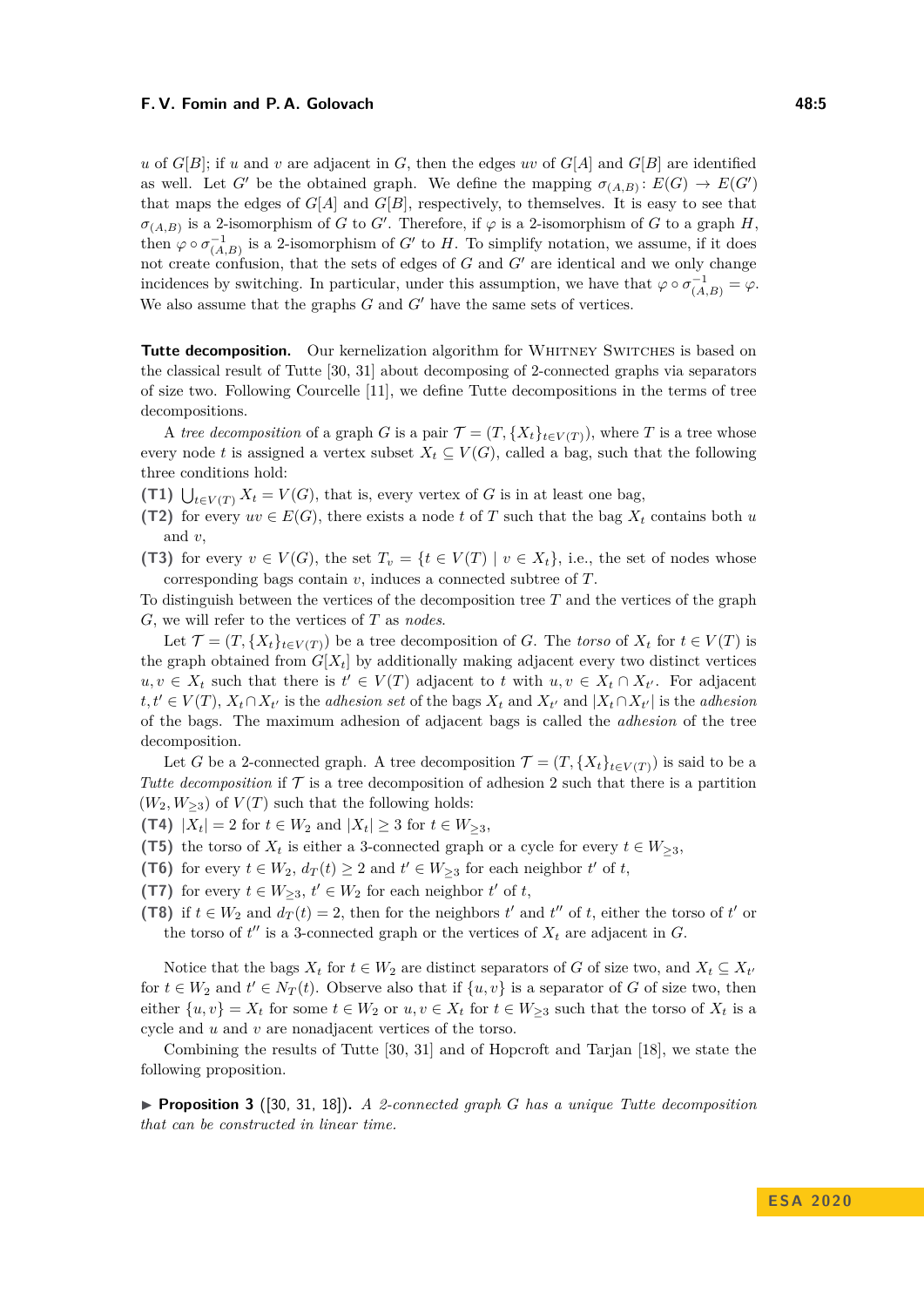$u$ of $G[B]$; if $u$ and $v$ are adjacent in $G$, then the edges $uv$ of $G[A]$ and $G[B]$ are identified as well. Let $G'$ be the obtained graph. We define the mapping $\sigma_{(A,B)}\colon E(G) \to E(G')$ that maps the edges of $G[A]$ and $G[B]$, respectively, to themselves. It is easy to see that $\sigma_{(A,B)}$ is a 2-isomorphism of $G$ to $G'$. Therefore, if $\varphi$ is a 2-isomorphism of $G$ to a graph $H$, then $\varphi \circ \sigma^{-1}_{(A,B)}$ is a 2-isomorphism of $G'$ to $H$. To simplify notation, we assume, if it does not create confusion, that the sets of edges of $G$ and $G'$ are identical and we only change incidences by switching. In particular, under this assumption, we have that $\varphi \circ \sigma^{-1}_{(A,B)} = \varphi$. We also assume that the graphs $G$ and $G'$ have the same sets of vertices.

**Tutte decomposition.** Our kernelization algorithm for Whitney Switches is based on the classical result of Tutte [30, 31] about decomposing of 2-connected graphs via separators of size two. Following Courcelle [11], we define Tutte decompositions in the terms of tree decompositions.

A *tree decomposition* of a graph $G$ is a pair $\mathcal{T} = (T, \{X_t\}_{t\in V(T)})$, where $T$ is a tree whose every node $t$ is assigned a vertex subset $X_t \subseteq V(G)$, called a bag, such that the following three conditions hold:

**(T1)** $\bigcup_{t\in V(T)} X_t = V(G)$, that is, every vertex of $G$ is in at least one bag,

**(T2)** for every $uv \in E(G)$, there exists a node $t$ of $T$ such that the bag $X_t$ contains both $u$ and $v$,

**(T3)** for every $v \in V(G)$, the set $T_v = \{t \in V(T) \mid v \in X_t\}$, i.e., the set of nodes whose corresponding bags contain $v$, induces a connected subtree of $T$.

To distinguish between the vertices of the decomposition tree $T$ and the vertices of the graph $G$, we will refer to the vertices of $T$ as *nodes*.

Let $\mathcal{T} = (T, \{X_t\}_{t\in V(T)})$ be a tree decomposition of $G$. The *torso* of $X_t$ for $t \in V(T)$ is the graph obtained from $G[X_t]$ by additionally making adjacent every two distinct vertices $u, v \in X_t$ such that there is $t' \in V(T)$ adjacent to $t$ with $u, v \in X_t \cap X_{t'}$. For adjacent $t, t' \in V(T)$, $X_t \cap X_{t'}$ is the *adhesion set* of the bags $X_t$ and $X_{t'}$ and $|X_t \cap X_{t'}|$ is the *adhesion* of the bags. The maximum adhesion of adjacent bags is called the *adhesion* of the tree decomposition.

Let $G$ be a 2-connected graph. A tree decomposition $\mathcal{T} = (T, \{X_t\}_{t\in V(T)})$ is said to be a *Tutte decomposition* if $\mathcal{T}$ is a tree decomposition of adhesion 2 such that there is a partition $(W_2, W_{\geq 3})$ of $V(T)$ such that the following holds:

**(T4)** $|X_t| = 2$ for $t \in W_2$ and $|X_t| \geq 3$ for $t \in W_{\geq 3}$,

**(T5)** the torso of $X_t$ is either a 3-connected graph or a cycle for every $t \in W_{\geq 3}$,

**(T6)** for every $t \in W_2$, $d_T(t) \geq 2$ and $t' \in W_{\geq 3}$ for each neighbor $t'$ of $t$,

**(T7)** for every $t \in W_{\geq 3}$, $t' \in W_2$ for each neighbor $t'$ of $t$,

**(T8)** if $t \in W_2$ and $d_T(t) = 2$, then for the neighbors $t'$ and $t''$ of $t$, either the torso of $t'$ or the torso of $t''$ is a 3-connected graph or the vertices of $X_t$ are adjacent in $G$.

Notice that the bags $X_t$ for $t \in W_2$ are distinct separators of $G$ of size two, and $X_t \subseteq X_{t'}$ for $t \in W_2$ and $t' \in N_T(t)$. Observe also that if $\{u, v\}$ is a separator of $G$ of size two, then either $\{u, v\} = X_t$ for some $t \in W_2$ or $u, v \in X_t$ for $t \in W_{\geq 3}$ such that the torso of $X_t$ is a cycle and $u$ and $v$ are nonadjacent vertices of the torso.

Combining the results of Tutte [30, 31] and of Hopcroft and Tarjan [18], we state the following proposition.

▶ **Proposition 3** ([30, 31, 18]). *A 2-connected graph $G$ has a unique Tutte decomposition that can be constructed in linear time.*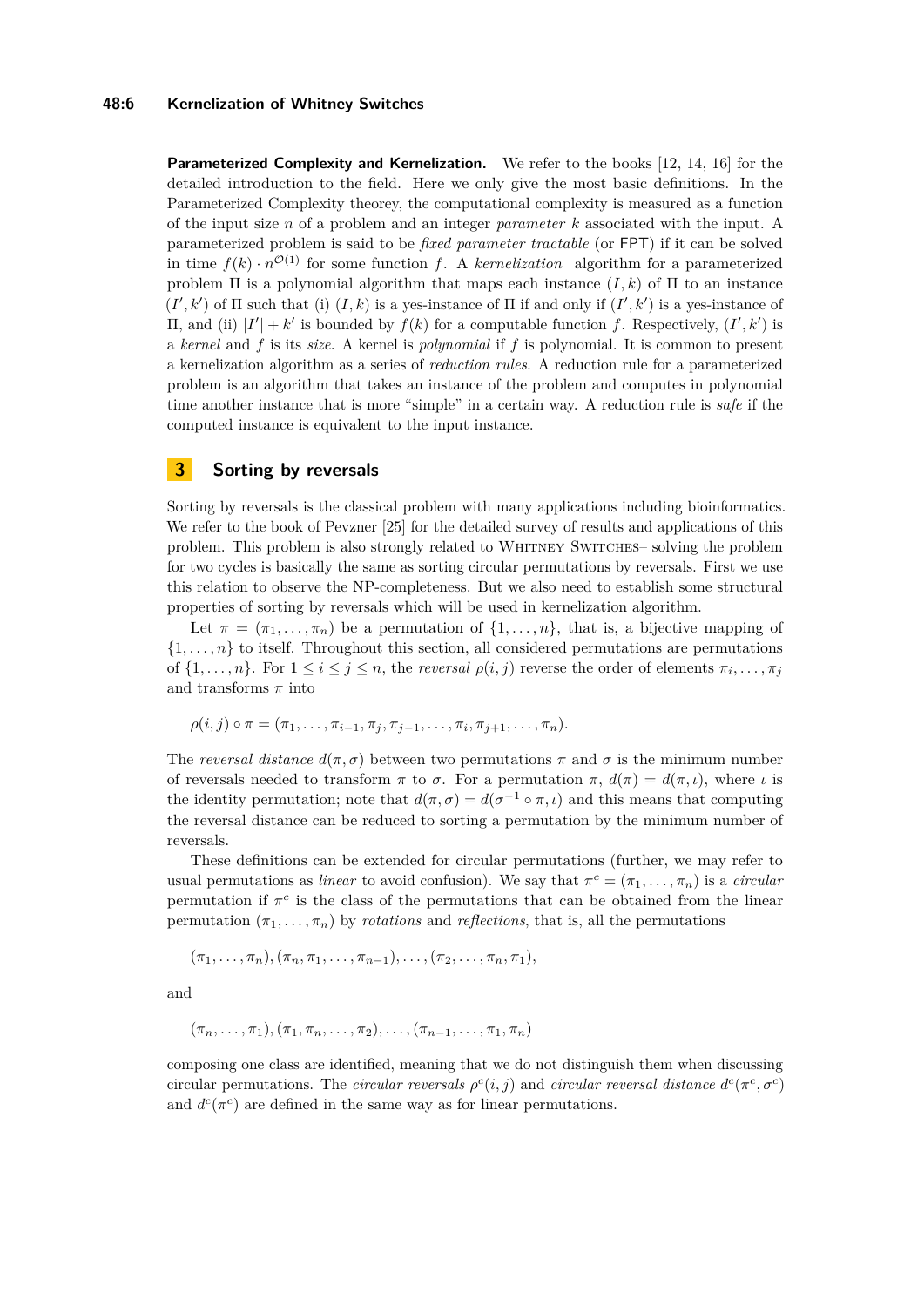**Parameterized Complexity and Kernelization.** We refer to the books [12, 14, 16] for the detailed introduction to the field. Here we only give the most basic definitions. In the Parameterized Complexity theorey, the computational complexity is measured as a function of the input size $n$ of a problem and an integer *parameter* $k$ associated with the input. A parameterized problem is said to be *fixed parameter tractable* (or FPT) if it can be solved in time $f(k) \cdot n^{\mathcal{O}(1)}$ for some function $f$. A *kernelization* algorithm for a parameterized problem $\Pi$ is a polynomial algorithm that maps each instance $(I, k)$ of $\Pi$ to an instance $(I', k')$ of $\Pi$ such that (i) $(I, k)$ is a yes-instance of $\Pi$ if and only if $(I', k')$ is a yes-instance of $\Pi$, and (ii) $|I'| + k'$ is bounded by $f(k)$ for a computable function $f$. Respectively, $(I', k')$ is a *kernel* and $f$ is its *size*. A kernel is *polynomial* if $f$ is polynomial. It is common to present a kernelization algorithm as a series of *reduction rules*. A reduction rule for a parameterized problem is an algorithm that takes an instance of the problem and computes in polynomial time another instance that is more "simple" in a certain way. A reduction rule is *safe* if the computed instance is equivalent to the input instance.

## 3 Sorting by reversals

Sorting by reversals is the classical problem with many applications including bioinformatics. We refer to the book of Pevzner [25] for the detailed survey of results and applications of this problem. This problem is also strongly related to Whitney Switches– solving the problem for two cycles is basically the same as sorting circular permutations by reversals. First we use this relation to observe the NP-completeness. But we also need to establish some structural properties of sorting by reversals which will be used in kernelization algorithm.

Let $\pi = (\pi_1, \ldots, \pi_n)$ be a permutation of $\{1, \ldots, n\}$, that is, a bijective mapping of $\{1, \ldots, n\}$ to itself. Throughout this section, all considered permutations are permutations of $\{1, \ldots, n\}$. For $1 \leq i \leq j \leq n$, the *reversal* $\rho(i, j)$ reverse the order of elements $\pi_i, \ldots, \pi_j$ and transforms $\pi$ into

$$\rho(i, j) \circ \pi = (\pi_1, \ldots, \pi_{i-1}, \pi_j, \pi_{j-1}, \ldots, \pi_i, \pi_{j+1}, \ldots, \pi_n).$$

The *reversal distance* $d(\pi, \sigma)$ between two permutations $\pi$ and $\sigma$ is the minimum number of reversals needed to transform $\pi$ to $\sigma$. For a permutation $\pi$, $d(\pi) = d(\pi, \iota)$, where $\iota$ is the identity permutation; note that $d(\pi, \sigma) = d(\sigma^{-1} \circ \pi, \iota)$ and this means that computing the reversal distance can be reduced to sorting a permutation by the minimum number of reversals.

These definitions can be extended for circular permutations (further, we may refer to usual permutations as *linear* to avoid confusion). We say that $\pi^c = (\pi_1, \ldots, \pi_n)$ is a *circular* permutation if $\pi^c$ is the class of the permutations that can be obtained from the linear permutation $(\pi_1, \ldots, \pi_n)$ by *rotations* and *reflections*, that is, all the permutations

$$(\pi_1, \ldots, \pi_n), (\pi_n, \pi_1, \ldots, \pi_{n-1}), \ldots, (\pi_2, \ldots, \pi_n, \pi_1),$$

and

$$(\pi_n, \ldots, \pi_1), (\pi_1, \pi_n, \ldots, \pi_2), \ldots, (\pi_{n-1}, \ldots, \pi_1, \pi_n)$$

composing one class are identified, meaning that we do not distinguish them when discussing circular permutations. The *circular reversals* $\rho^c(i, j)$ and *circular reversal distance* $d^c(\pi^c, \sigma^c)$ and $d^c(\pi^c)$ are defined in the same way as for linear permutations.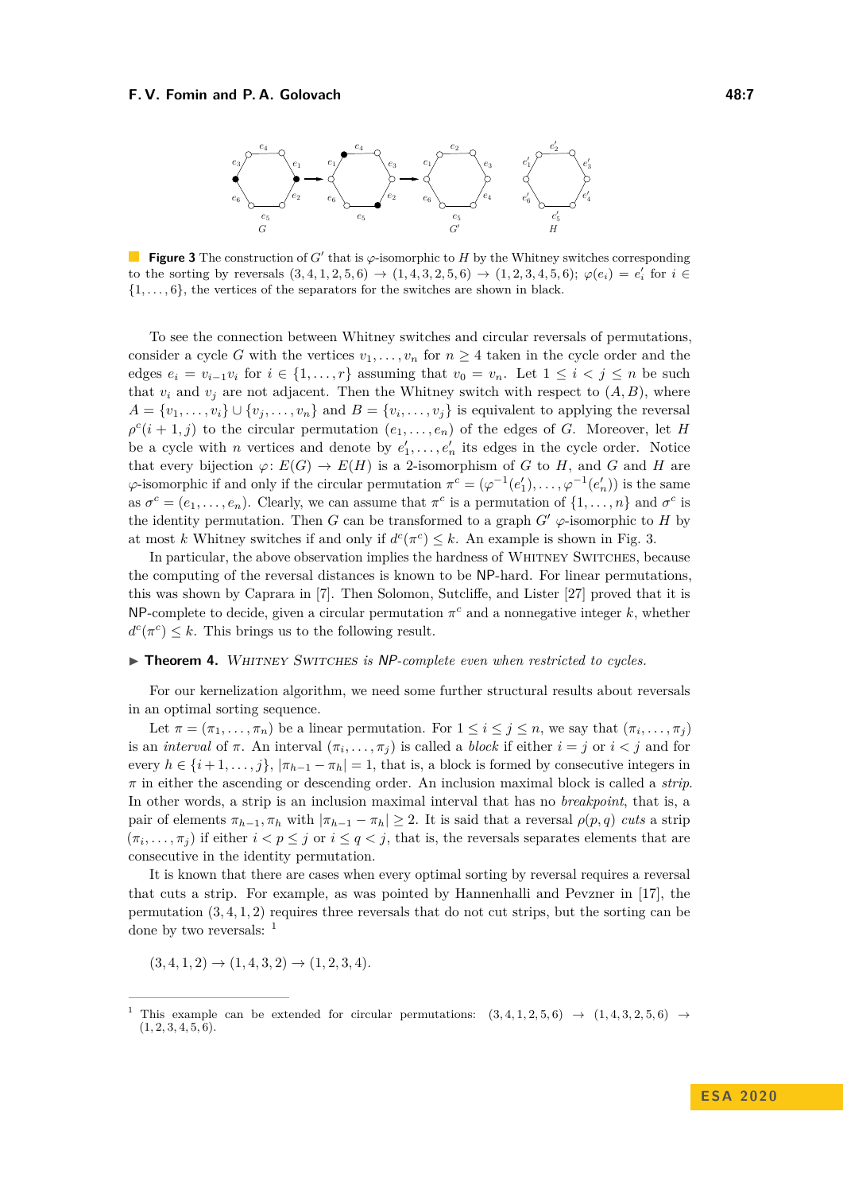**Figure 3** The construction of $G'$ that is $\varphi$-isomorphic to $H$ by the Whitney switches corresponding to the sorting by reversals $(3,4,1,2,5,6) \to (1,4,3,2,5,6) \to (1,2,3,4,5,6)$; $\varphi(e_i) = e'_i$ for $i \in \{1,\ldots,6\}$, the vertices of the separators for the switches are shown in black.

To see the connection between Whitney switches and circular reversals of permutations, consider a cycle $G$ with the vertices $v_1,\ldots,v_n$ for $n \geq 4$ taken in the cycle order and the edges $e_i = v_{i-1}v_i$ for $i \in \{1,\ldots,r\}$ assuming that $v_0 = v_n$. Let $1 \leq i < j \leq n$ be such that $v_i$ and $v_j$ are not adjacent. Then the Whitney switch with respect to $(A, B)$, where $A = \{v_1,\ldots,v_i\} \cup \{v_j,\ldots,v_n\}$ and $B = \{v_i,\ldots,v_j\}$ is equivalent to applying the reversal $\rho^c(i+1, j)$ to the circular permutation $(e_1,\ldots,e_n)$ of the edges of $G$. Moreover, let $H$ be a cycle with $n$ vertices and denote by $e'_1,\ldots,e'_n$ its edges in the cycle order. Notice that every bijection $\varphi\colon E(G) \to E(H)$ is a 2-isomorphism of $G$ to $H$, and $G$ and $H$ are $\varphi$-isomorphic if and only if the circular permutation $\pi^c = (\varphi^{-1}(e'_1),\ldots,\varphi^{-1}(e'_n))$ is the same as $\sigma^c = (e_1,\ldots,e_n)$. Clearly, we can assume that $\pi^c$ is a permutation of $\{1,\ldots,n\}$ and $\sigma^c$ is the identity permutation. Then $G$ can be transformed to a graph $G'$ $\varphi$-isomorphic to $H$ by at most $k$ Whitney switches if and only if $d^c(\pi^c) \leq k$. An example is shown in Fig. 3.

In particular, the above observation implies the hardness of Whitney Switches, because the computing of the reversal distances is known to be NP-hard. For linear permutations, this was shown by Caprara in [7]. Then Solomon, Sutcliffe, and Lister [27] proved that it is NP-complete to decide, given a circular permutation $\pi^c$ and a nonnegative integer $k$, whether $d^c(\pi^c) \leq k$. This brings us to the following result.

▶ **Theorem 4.** *Whitney Switches is NP-complete even when restricted to cycles.*

For our kernelization algorithm, we need some further structural results about reversals in an optimal sorting sequence.

Let $\pi = (\pi_1,\ldots,\pi_n)$ be a linear permutation. For $1 \leq i \leq j \leq n$, we say that $(\pi_i,\ldots,\pi_j)$ is an *interval* of $\pi$. An interval $(\pi_i,\ldots,\pi_j)$ is called a *block* if either $i = j$ or $i < j$ and for every $h \in \{i+1,\ldots,j\}$, $|\pi_{h-1} - \pi_h| = 1$, that is, a block is formed by consecutive integers in $\pi$ in either the ascending or descending order. An inclusion maximal block is called a *strip*. In other words, a strip is an inclusion maximal interval that has no *breakpoint*, that is, a pair of elements $\pi_{h-1}, \pi_h$ with $|\pi_{h-1} - \pi_h| \geq 2$. It is said that a reversal $\rho(p,q)$ *cuts* a strip $(\pi_i,\ldots,\pi_j)$ if either $i < p \leq j$ or $i \leq q < j$, that is, the reversals separates elements that are consecutive in the identity permutation.

It is known that there are cases when every optimal sorting by reversal requires a reversal that cuts a strip. For example, as was pointed by Hannenhalli and Pevzner in [17], the permutation $(3,4,1,2)$ requires three reversals that do not cut strips, but the sorting can be done by two reversals: [1]

$$(3,4,1,2) \to (1,4,3,2) \to (1,2,3,4).$$

[1] This example can be extended for circular permutations: $(3,4,1,2,5,6) \to (1,4,3,2,5,6) \to (1,2,3,4,5,6)$.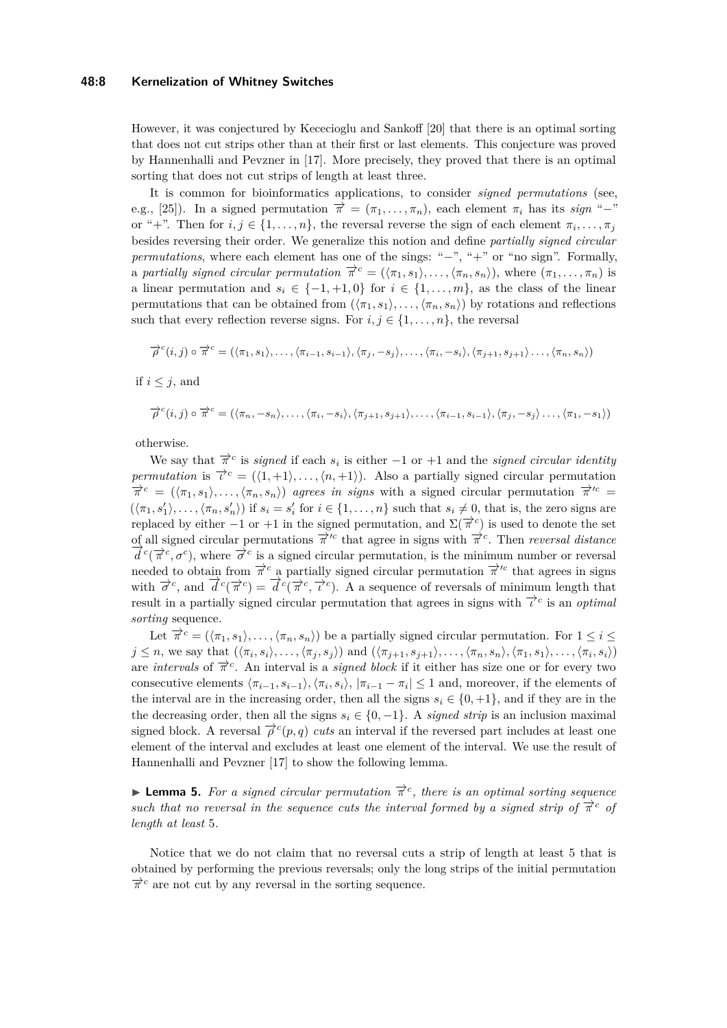However, it was conjectured by Kececioglu and Sankoff [20] that there is an optimal sorting that does not cut strips other than at their first or last elements. This conjecture was proved by Hannenhalli and Pevzner in [17]. More precisely, they proved that there is an optimal sorting that does not cut strips of length at least three.

It is common for bioinformatics applications, to consider *signed permutations* (see, e.g., [25]). In a signed permutation $\overrightarrow{\pi} = (\pi_1, \ldots, \pi_n)$, each element $\pi_i$ has its *sign* "$-$" or "$+$". Then for $i, j \in \{1, \ldots, n\}$, the reversal reverse the sign of each element $\pi_i, \ldots, \pi_j$ besides reversing their order. We generalize this notion and define *partially signed circular permutations*, where each element has one of the sings: "$-$", "$+$" or "no sign". Formally, a *partially signed circular permutation* $\overrightarrow{\pi}^c = (\langle \pi_1, s_1 \rangle, \ldots, \langle \pi_n, s_n \rangle)$, where $(\pi_1, \ldots, \pi_n)$ is a linear permutation and $s_i \in \{-1, +1, 0\}$ for $i \in \{1, \ldots, m\}$, as the class of the linear permutations that can be obtained from $(\langle \pi_1, s_1 \rangle, \ldots, \langle \pi_n, s_n \rangle)$ by rotations and reflections such that every reflection reverse signs. For $i, j \in \{1, \ldots, n\}$, the reversal

$$\overrightarrow{\rho}^c(i,j) \circ \overrightarrow{\pi}^c = (\langle \pi_1, s_1 \rangle, \ldots, \langle \pi_{i-1}, s_{i-1} \rangle, \langle \pi_j, -s_j \rangle, \ldots, \langle \pi_i, -s_i \rangle, \langle \pi_{j+1}, s_{j+1} \rangle \ldots, \langle \pi_n, s_n \rangle)$$

if $i \leq j$, and

$$\overrightarrow{\rho}^c(i,j) \circ \overrightarrow{\pi}^c = (\langle \pi_n, -s_n \rangle, \ldots, \langle \pi_i, -s_i \rangle, \langle \pi_{j+1}, s_{j+1} \rangle, \ldots, \langle \pi_{i-1}, s_{i-1} \rangle, \langle \pi_j, -s_j \rangle \ldots, \langle \pi_1, -s_1 \rangle)$$

otherwise.

We say that $\overrightarrow{\pi}^c$ is *signed* if each $s_i$ is either $-1$ or $+1$ and the *signed circular identity permutation* is $\overrightarrow{\iota}^c = (\langle 1, +1 \rangle, \ldots, \langle n, +1 \rangle)$. Also a partially signed circular permutation $\overrightarrow{\pi}^c = (\langle \pi_1, s_1 \rangle, \ldots, \langle \pi_n, s_n \rangle)$ *agrees in signs* with a signed circular permutation $\overrightarrow{\pi}'^c = (\langle \pi_1, s'_1 \rangle, \ldots, \langle \pi_n, s'_n \rangle)$ if $s_i = s'_i$ for $i \in \{1, \ldots, n\}$ such that $s_i \neq 0$, that is, the zero signs are replaced by either $-1$ or $+1$ in the signed permutation, and $\Sigma(\overrightarrow{\pi}^c)$ is used to denote the set of all signed circular permutations $\overrightarrow{\pi}'^c$ that agree in signs with $\overrightarrow{\pi}^c$. Then *reversal distance* $\overrightarrow{d}^c(\overrightarrow{\pi}^c, \sigma^c)$, where $\overrightarrow{\sigma}^c$ is a signed circular permutation, is the minimum number or reversal needed to obtain from $\overrightarrow{\pi}^c$ a partially signed circular permutation $\overrightarrow{\pi}'^c$ that agrees in signs with $\overrightarrow{\sigma}^c$, and $\overrightarrow{d}^c(\overrightarrow{\pi}^c) = \overrightarrow{d}^c(\overrightarrow{\pi}^c, \overrightarrow{\iota}^c)$. A a sequence of reversals of minimum length that result in a partially signed circular permutation that agrees in signs with $\overrightarrow{\iota}^c$ is an *optimal sorting* sequence.

Let $\overrightarrow{\pi}^c = (\langle \pi_1, s_1 \rangle, \ldots, \langle \pi_n, s_n \rangle)$ be a partially signed circular permutation. For $1 \leq i \leq j \leq n$, we say that $(\langle \pi_i, s_i \rangle, \ldots, \langle \pi_j, s_j \rangle)$ and $(\langle \pi_{j+1}, s_{j+1} \rangle, \ldots, \langle \pi_n, s_n \rangle, \langle \pi_1, s_1 \rangle, \ldots, \langle \pi_i, s_i \rangle)$ are *intervals* of $\overrightarrow{\pi}^c$. An interval is a *signed block* if it either has size one or for every two consecutive elements $\langle \pi_{i-1}, s_{i-1} \rangle, \langle \pi_i, s_i \rangle$, $|\pi_{i-1} - \pi_i| \leq 1$ and, moreover, if the elements of the interval are in the increasing order, then all the signs $s_i \in \{0, +1\}$, and if they are in the the decreasing order, then all the signs $s_i \in \{0, -1\}$. A *signed strip* is an inclusion maximal signed block. A reversal $\overrightarrow{\rho}^c(p,q)$ *cuts* an interval if the reversed part includes at least one element of the interval and excludes at least one element of the interval. We use the result of Hannenhalli and Pevzner [17] to show the following lemma.

▶ **Lemma 5.** *For a signed circular permutation $\overrightarrow{\pi}^c$, there is an optimal sorting sequence such that no reversal in the sequence cuts the interval formed by a signed strip of $\overrightarrow{\pi}^c$ of length at least 5.*

Notice that we do not claim that no reversal cuts a strip of length at least 5 that is obtained by performing the previous reversals; only the long strips of the initial permutation $\overrightarrow{\pi}^c$ are not cut by any reversal in the sorting sequence.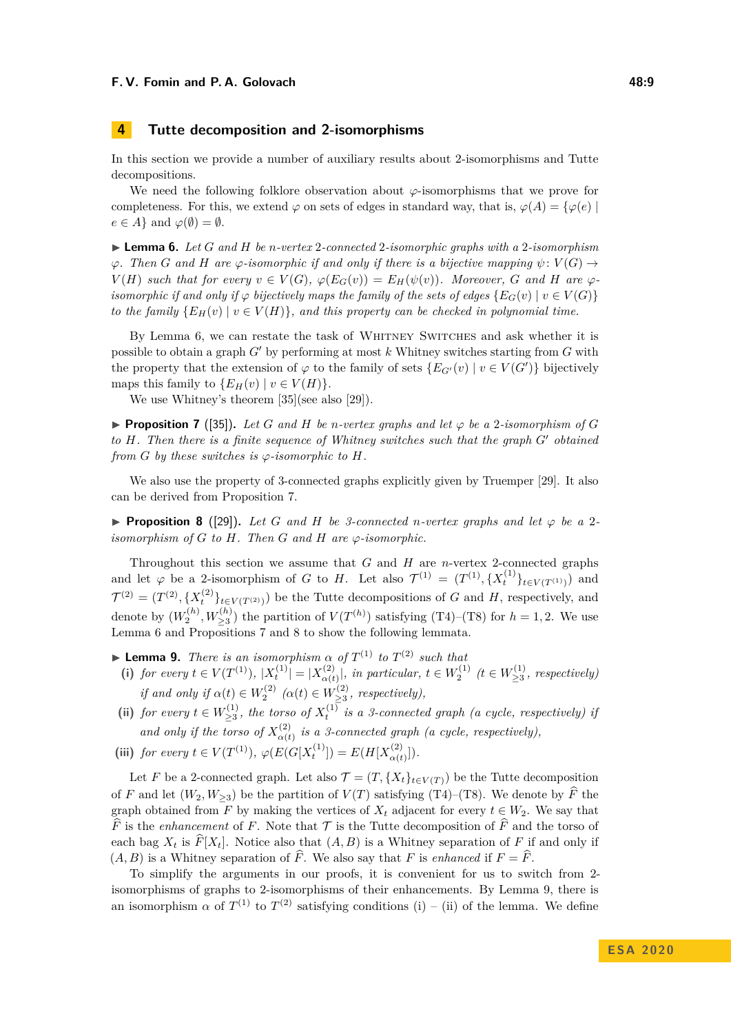## 4 Tutte decomposition and 2-isomorphisms

In this section we provide a number of auxiliary results about 2-isomorphisms and Tutte decompositions.

We need the following folklore observation about $\varphi$-isomorphisms that we prove for completeness. For this, we extend $\varphi$ on sets of edges in standard way, that is, $\varphi(A) = \{\varphi(e) \mid e \in A\}$ and $\varphi(\emptyset) = \emptyset$.

▶ **Lemma 6.** *Let $G$ and $H$ be $n$-vertex 2-connected 2-isomorphic graphs with a 2-isomorphism $\varphi$. Then $G$ and $H$ are $\varphi$-isomorphic if and only if there is a bijective mapping $\psi\colon V(G) \to V(H)$ such that for every $v \in V(G)$, $\varphi(E_G(v)) = E_H(\psi(v))$. Moreover, $G$ and $H$ are $\varphi$-isomorphic if and only if $\varphi$ bijectively maps the family of the sets of edges $\{E_G(v) \mid v \in V(G)\}$ to the family $\{E_H(v) \mid v \in V(H)\}$, and this property can be checked in polynomial time.*

By Lemma 6, we can restate the task of Whitney Switches and ask whether it is possible to obtain a graph $G'$ by performing at most $k$ Whitney switches starting from $G$ with the property that the extension of $\varphi$ to the family of sets $\{E_{G'}(v) \mid v \in V(G')\}$ bijectively maps this family to $\{E_H(v) \mid v \in V(H)\}$.

We use Whitney's theorem [35](see also [29]).

▶ **Proposition 7** ([35]). *Let $G$ and $H$ be $n$-vertex graphs and let $\varphi$ be a 2-isomorphism of $G$ to $H$. Then there is a finite sequence of Whitney switches such that the graph $G'$ obtained from $G$ by these switches is $\varphi$-isomorphic to $H$.*

We also use the property of 3-connected graphs explicitly given by Truemper [29]. It also can be derived from Proposition 7.

▶ **Proposition 8** ([29]). *Let $G$ and $H$ be 3-connected $n$-vertex graphs and let $\varphi$ be a 2-isomorphism of $G$ to $H$. Then $G$ and $H$ are $\varphi$-isomorphic.*

Throughout this section we assume that $G$ and $H$ are $n$-vertex 2-connected graphs and let $\varphi$ be a 2-isomorphism of $G$ to $H$. Let also $\mathcal{T}^{(1)} = (T^{(1)}, \{X^{(1)}_t\}_{t\in V(T^{(1)})})$ and $\mathcal{T}^{(2)} = (T^{(2)}, \{X^{(2)}_t\}_{t\in V(T^{(2)})})$ be the Tutte decompositions of $G$ and $H$, respectively, and denote by $(W^{(h)}_2, W^{(h)}_{\geq 3})$ the partition of $V(T^{(h)})$ satisfying (T4)–(T8) for $h = 1, 2$. We use Lemma 6 and Propositions 7 and 8 to show the following lemmata.

▶ **Lemma 9.** *There is an isomorphism $\alpha$ of $T^{(1)}$ to $T^{(2)}$ such that*

**(i)** *for every $t \in V(T^{(1)})$, $|X^{(1)}_t| = |X^{(2)}_{\alpha(t)}|$, in particular, $t \in W^{(1)}_2$ ($t \in W^{(1)}_{\geq 3}$, respectively) if and only if $\alpha(t) \in W^{(2)}_2$ ($\alpha(t) \in W^{(2)}_{\geq 3}$, respectively),*

**(ii)** *for every $t \in W^{(1)}_{\geq 3}$, the torso of $X^{(1)}_t$ is a 3-connected graph (a cycle, respectively) if and only if the torso of $X^{(2)}_{\alpha(t)}$ is a 3-connected graph (a cycle, respectively),*

**(iii)** *for every $t \in V(T^{(1)})$, $\varphi(E(G[X^{(1)}_t]) = E(H[X^{(2)}_{\alpha(t)}])$.*

Let $F$ be a 2-connected graph. Let also $\mathcal{T} = (T, \{X_t\}_{t\in V(T)})$ be the Tutte decomposition of $F$ and let $(W_2, W_{\geq 3})$ be the partition of $V(T)$ satisfying (T4)–(T8). We denote by $\widehat{F}$ the graph obtained from $F$ by making the vertices of $X_t$ adjacent for every $t \in W_2$. We say that $\widehat{F}$ is the *enhancement* of $F$. Note that $\mathcal{T}$ is the Tutte decomposition of $\widehat{F}$ and the torso of each bag $X_t$ is $\widehat{F}[X_t]$. Notice also that $(A, B)$ is a Whitney separation of $F$ if and only if $(A, B)$ is a Whitney separation of $\widehat{F}$. We also say that $F$ is *enhanced* if $F = \widehat{F}$.

To simplify the arguments in our proofs, it is convenient for us to switch from 2-isomorphisms of graphs to 2-isomorphisms of their enhancements. By Lemma 9, there is an isomorphism $\alpha$ of $T^{(1)}$ to $T^{(2)}$ satisfying conditions (i) – (ii) of the lemma. We define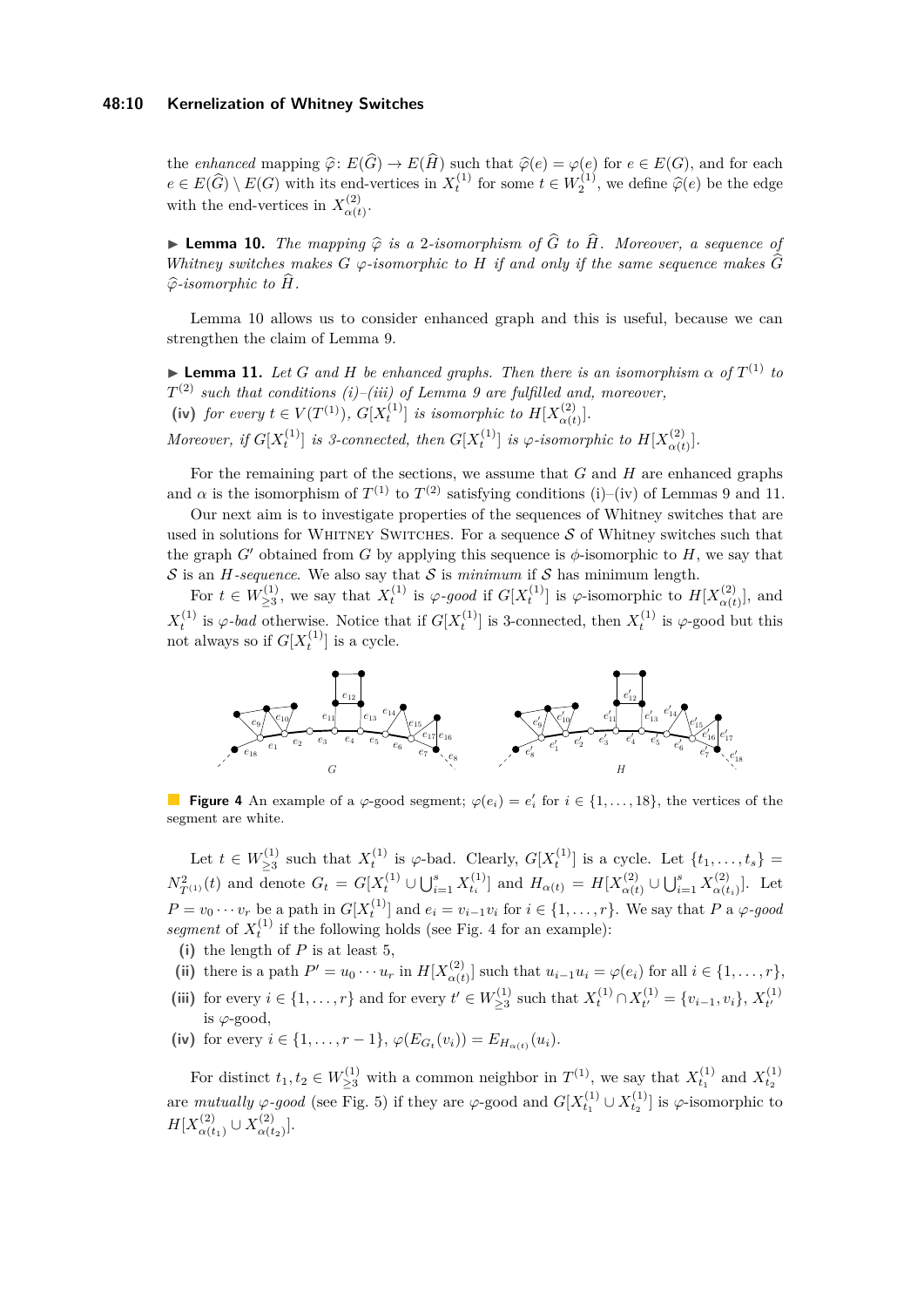the *enhanced* mapping $\widehat{\varphi}\colon E(\widehat{G}) \to E(\widehat{H})$ such that $\widehat{\varphi}(e) = \varphi(e)$ for $e \in E(G)$, and for each $e \in E(\widehat{G}) \setminus E(G)$ with its end-vertices in $X_t^{(1)}$ for some $t \in W_2^{(1)}$, we define $\widehat{\varphi}(e)$ be the edge with the end-vertices in $X_{\alpha(t)}^{(2)}$.

▶ **Lemma 10.** *The mapping $\widehat{\varphi}$ is a 2-isomorphism of $\widehat{G}$ to $\widehat{H}$. Moreover, a sequence of Whitney switches makes $G$ $\varphi$-isomorphic to $H$ if and only if the same sequence makes $\widehat{G}$ $\widehat{\varphi}$-isomorphic to $\widehat{H}$.*

Lemma 10 allows us to consider enhanced graph and this is useful, because we can strengthen the claim of Lemma 9.

▶ **Lemma 11.** *Let $G$ and $H$ be enhanced graphs. Then there is an isomorphism $\alpha$ of $T^{(1)}$ to $T^{(2)}$ such that conditions (i)–(iii) of Lemma 9 are fulfilled and, moreover,*

**(iv)** *for every $t \in V(T^{(1)})$, $G[X_t^{(1)}]$ is isomorphic to $H[X_{\alpha(t)}^{(2)}]$.*

*Moreover, if $G[X_t^{(1)}]$ is 3-connected, then $G[X_t^{(1)}]$ is $\varphi$-isomorphic to $H[X_{\alpha(t)}^{(2)}]$.*

For the remaining part of the sections, we assume that $G$ and $H$ are enhanced graphs and $\alpha$ is the isomorphism of $T^{(1)}$ to $T^{(2)}$ satisfying conditions (i)–(iv) of Lemmas 9 and 11.

Our next aim is to investigate properties of the sequences of Whitney switches that are used in solutions for Whitney Switches. For a sequence $\mathcal{S}$ of Whitney switches such that the graph $G'$ obtained from $G$ by applying this sequence is $\phi$-isomorphic to $H$, we say that $\mathcal{S}$ is an *$H$-sequence*. We also say that $\mathcal{S}$ is *minimum* if $\mathcal{S}$ has minimum length.

For $t \in W_{\geq 3}^{(1)}$, we say that $X_t^{(1)}$ is *$\varphi$-good* if $G[X_t^{(1)}]$ is $\varphi$-isomorphic to $H[X_{\alpha(t)}^{(2)}]$, and $X_t^{(1)}$ is *$\varphi$-bad* otherwise. Notice that if $G[X_t^{(1)}]$ is 3-connected, then $X_t^{(1)}$ is $\varphi$-good but this not always so if $G[X_t^{(1)}]$ is a cycle.

**Figure 4** An example of a $\varphi$-good segment; $\varphi(e_i) = e_i'$ for $i \in \{1, \ldots, 18\}$, the vertices of the segment are white.

Let $t \in W_{\geq 3}^{(1)}$ such that $X_t^{(1)}$ is $\varphi$-bad. Clearly, $G[X_t^{(1)}]$ is a cycle. Let $\{t_1, \ldots, t_s\} = N_{T^{(1)}}^2(t)$ and denote $G_t = G[X_t^{(1)} \cup \bigcup_{i=1}^s X_{t_i}^{(1)}]$ and $H_{\alpha(t)} = H[X_{\alpha(t)}^{(2)} \cup \bigcup_{i=1}^s X_{\alpha(t_i)}^{(2)}]$. Let $P = v_0 \cdots v_r$ be a path in $G[X_t^{(1)}]$ and $e_i = v_{i-1}v_i$ for $i \in \{1, \ldots, r\}$. We say that $P$ a *$\varphi$-good segment* of $X_t^{(1)}$ if the following holds (see Fig. 4 for an example):

**(i)** the length of $P$ is at least 5,

**(ii)** there is a path $P' = u_0 \cdots u_r$ in $H[X_{\alpha(t)}^{(2)}]$ such that $u_{i-1}u_i = \varphi(e_i)$ for all $i \in \{1, \ldots, r\}$,

**(iii)** for every $i \in \{1, \ldots, r\}$ and for every $t' \in W_{\geq 3}^{(1)}$ such that $X_t^{(1)} \cap X_{t'}^{(1)} = \{v_{i-1}, v_i\}$, $X_{t'}^{(1)}$ is $\varphi$-good,

**(iv)** for every $i \in \{1, \ldots, r-1\}$, $\varphi(E_{G_t}(v_i)) = E_{H_{\alpha(t)}}(u_i)$.

For distinct $t_1, t_2 \in W_{\geq 3}^{(1)}$ with a common neighbor in $T^{(1)}$, we say that $X_{t_1}^{(1)}$ and $X_{t_2}^{(1)}$ are *mutually $\varphi$-good* (see Fig. 5) if they are $\varphi$-good and $G[X_{t_1}^{(1)} \cup X_{t_2}^{(1)}]$ is $\varphi$-isomorphic to $H[X_{\alpha(t_1)}^{(2)} \cup X_{\alpha(t_2)}^{(2)}]$.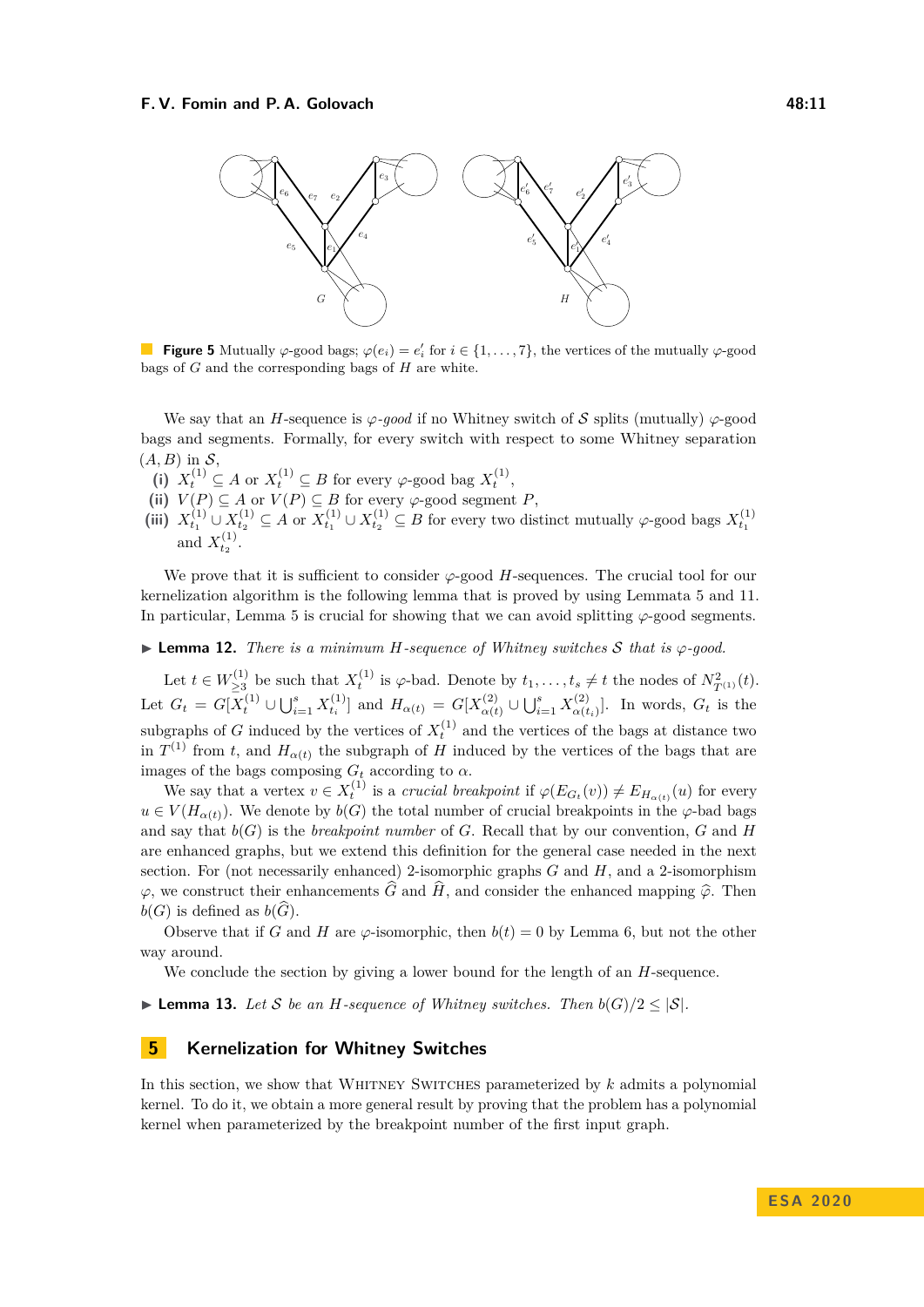**Figure 5** Mutually $\varphi$-good bags; $\varphi(e_i) = e'_i$ for $i \in \{1, \dots, 7\}$, the vertices of the mutually $\varphi$-good bags of $G$ and the corresponding bags of $H$ are white.

We say that an $H$-sequence is *$\varphi$-good* if no Whitney switch of $\mathcal{S}$ splits (mutually) $\varphi$-good bags and segments. Formally, for every switch with respect to some Whitney separation $(A, B)$ in $\mathcal{S}$,

**(i)** $X_t^{(1)} \subseteq A$ or $X_t^{(1)} \subseteq B$ for every $\varphi$-good bag $X_t^{(1)}$,

**(ii)** $V(P) \subseteq A$ or $V(P) \subseteq B$ for every $\varphi$-good segment $P$,

**(iii)** $X_{t_1}^{(1)} \cup X_{t_2}^{(1)} \subseteq A$ or $X_{t_1}^{(1)} \cup X_{t_2}^{(1)} \subseteq B$ for every two distinct mutually $\varphi$-good bags $X_{t_1}^{(1)}$ and $X_{t_2}^{(1)}$.

We prove that it is sufficient to consider $\varphi$-good $H$-sequences. The crucial tool for our kernelization algorithm is the following lemma that is proved by using Lemmata 5 and 11. In particular, Lemma 5 is crucial for showing that we can avoid splitting $\varphi$-good segments.

▶ **Lemma 12.** *There is a minimum $H$-sequence of Whitney switches $\mathcal{S}$ that is $\varphi$-good.*

Let $t \in W_{\geq 3}^{(1)}$ be such that $X_t^{(1)}$ is $\varphi$-bad. Denote by $t_1, \dots, t_s \neq t$ the nodes of $N^2_{T^{(1)}}(t)$. Let $G_t = G[X_t^{(1)} \cup \bigcup_{i=1}^{s} X_{t_i}^{(1)}]$ and $H_{\alpha(t)} = G[X_{\alpha(t)}^{(2)} \cup \bigcup_{i=1}^{s} X_{\alpha(t_i)}^{(2)}]$. In words, $G_t$ is the subgraphs of $G$ induced by the vertices of $X_t^{(1)}$ and the vertices of the bags at distance two in $T^{(1)}$ from $t$, and $H_{\alpha(t)}$ the subgraph of $H$ induced by the vertices of the bags that are images of the bags composing $G_t$ according to $\alpha$.

We say that a vertex $v \in X_t^{(1)}$ is a *crucial breakpoint* if $\varphi(E_{G_t}(v)) \neq E_{H_{\alpha(t)}}(u)$ for every $u \in V(H_{\alpha(t)})$. We denote by $b(G)$ the total number of crucial breakpoints in the $\varphi$-bad bags and say that $b(G)$ is the *breakpoint number* of $G$. Recall that by our convention, $G$ and $H$ are enhanced graphs, but we extend this definition for the general case needed in the next section. For (not necessarily enhanced) 2-isomorphic graphs $G$ and $H$, and a 2-isomorphism $\varphi$, we construct their enhancements $\widehat{G}$ and $\widehat{H}$, and consider the enhanced mapping $\widehat{\varphi}$. Then $b(G)$ is defined as $b(\widehat{G})$.

Observe that if $G$ and $H$ are $\varphi$-isomorphic, then $b(t) = 0$ by Lemma 6, but not the other way around.

We conclude the section by giving a lower bound for the length of an $H$-sequence.

▶ **Lemma 13.** *Let $\mathcal{S}$ be an $H$-sequence of Whitney switches. Then $b(G)/2 \leq |\mathcal{S}|$.*

## 5 Kernelization for Whitney Switches

In this section, we show that Whitney Switches parameterized by $k$ admits a polynomial kernel. To do it, we obtain a more general result by proving that the problem has a polynomial kernel when parameterized by the breakpoint number of the first input graph.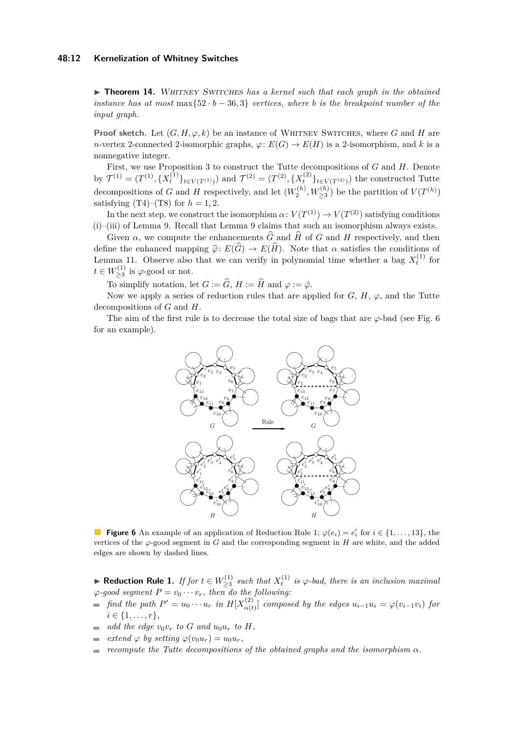▶ **Theorem 14.** *Whitney Switches has a kernel such that each graph in the obtained instance has at most* $\max\{52 \cdot b - 36, 3\}$ *vertices, where* $b$ *is the breakpoint number of the input graph.*

**Proof sketch.** Let $(G, H, \varphi, k)$ be an instance of Whitney Switches, where $G$ and $H$ are $n$-vertex 2-connected 2-isomorphic graphs, $\varphi\colon E(G) \to E(H)$ is a 2-isomorphism, and $k$ is a nonnegative integer.

First, we use Proposition 3 to construct the Tutte decompositions of $G$ and $H$. Denote by $\mathcal{T}^{(1)} = (T^{(1)}, \{X_t^{(1)}\}_{t\in V(T^{(1)})})$ and $\mathcal{T}^{(2)} = (T^{(2)}, \{X_t^{(2)}\}_{t\in V(T^{(2)})})$ the constructed Tutte decompositions of $G$ and $H$ respectively, and let $(W_2^{(h)}, W_{\geq 3}^{(h)})$ be the partition of $V(T^{(h)})$ satisfying (T4)–(T8) for $h = 1, 2$.

In the next step, we construct the isomorphism $\alpha\colon V(T^{(1)}) \to V(T^{(2)})$ satisfying conditions (i)–(iii) of Lemma 9. Recall that Lemma 9 claims that such an isomorphism always exists.

Given $\alpha$, we compute the enhancements $\widehat{G}$ and $\widehat{H}$ of $G$ and $H$ respectively, and then define the enhanced mapping $\widehat{\varphi}\colon E(\widehat{G}) \to E(\widehat{H})$. Note that $\alpha$ satisfies the conditions of Lemma 11. Observe also that we can verify in polynomial time whether a bag $X_t^{(1)}$ for $t \in W_{\geq 3}^{(1)}$ is $\varphi$-good or not.

To simplify notation, let $G := \widehat{G}$, $H := \widehat{H}$ and $\varphi := \hat{\varphi}$.

Now we apply a series of reduction rules that are applied for $G$, $H$, $\varphi$, and the Tutte decompositions of $G$ and $H$.

The aim of the first rule is to decrease the total size of bags that are $\varphi$-bad (see Fig. 6 for an example).

**Figure 6** An example of an application of Reduction Rule 1; $\varphi(e_i) = e'_i$ for $i \in \{1, \ldots, 13\}$, the vertices of the $\varphi$-good segment in $G$ and the corresponding segment in $H$ are white, and the added edges are shown by dashed lines.

▶ **Reduction Rule 1.** *If for* $t \in W_{\geq 3}^{(1)}$ *such that* $X_t^{(1)}$ *is* $\varphi$*-bad, there is an inclusion maximal* $\varphi$*-good segment* $P = v_0 \cdots v_r$*, then do the following:*

- *find the path* $P' = u_0 \cdots u_r$ *in* $H[X_{\alpha(t)}^{(2)}]$ *composed by the edges* $u_{i-1}u_i = \varphi(v_{i-1}v_i)$ *for* $i \in \{1, \ldots, r\}$*,*
- *add the edge* $v_0v_r$ *to* $G$ *and* $u_0u_r$ *to* $H$*,*
- *extend* $\varphi$ *by setting* $\varphi(v_0u_r) = u_0u_r$*,*
- *recompute the Tutte decompositions of the obtained graphs and the isomorphism* $\alpha$*.*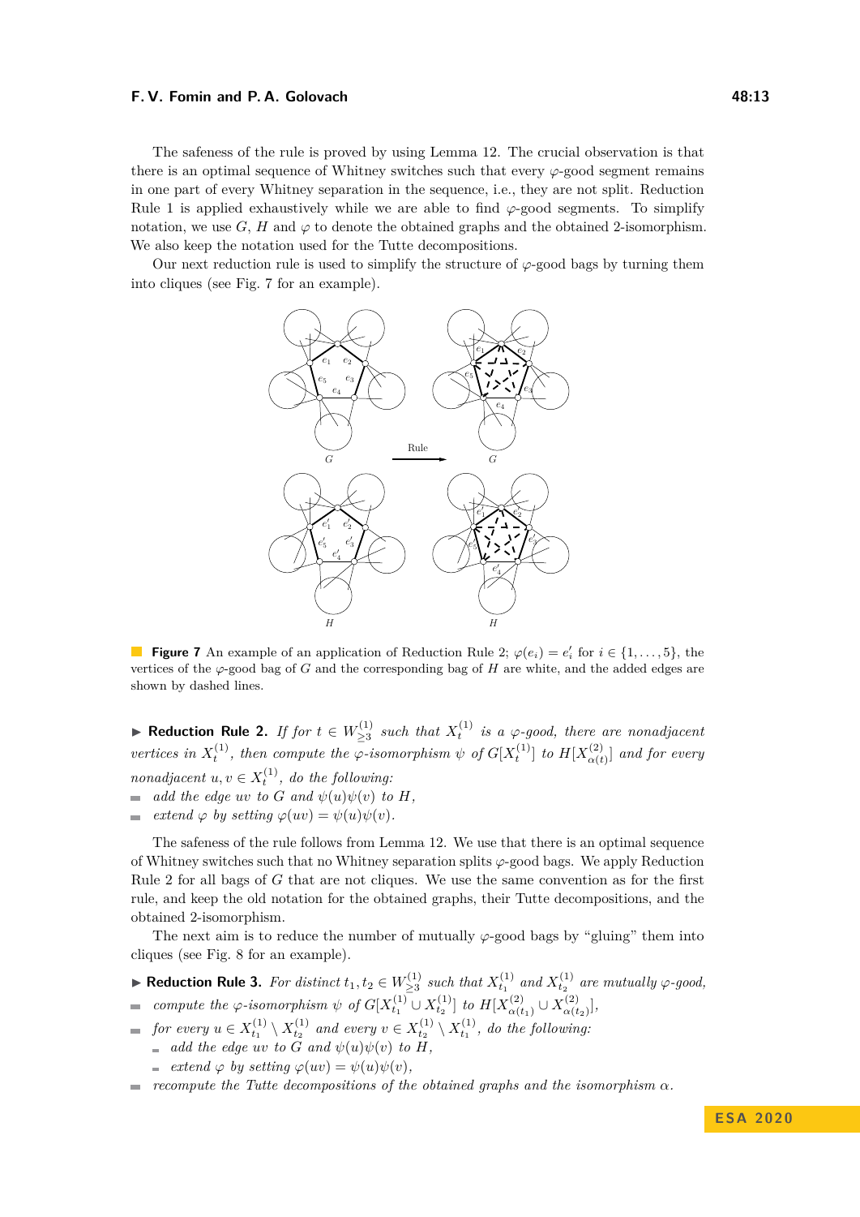The safeness of the rule is proved by using Lemma 12. The crucial observation is that there is an optimal sequence of Whitney switches such that every $\varphi$-good segment remains in one part of every Whitney separation in the sequence, i.e., they are not split. Reduction Rule 1 is applied exhaustively while we are able to find $\varphi$-good segments. To simplify notation, we use $G$, $H$ and $\varphi$ to denote the obtained graphs and the obtained 2-isomorphism. We also keep the notation used for the Tutte decompositions.

Our next reduction rule is used to simplify the structure of $\varphi$-good bags by turning them into cliques (see Fig. 7 for an example).

**Figure 7** An example of an application of Reduction Rule 2; $\varphi(e_i) = e'_i$ for $i \in \{1, \ldots, 5\}$, the vertices of the $\varphi$-good bag of $G$ and the corresponding bag of $H$ are white, and the added edges are shown by dashed lines.

▶ **Reduction Rule 2.** *If for $t \in W^{(1)}_{\geq 3}$ such that $X^{(1)}_t$ is a $\varphi$-good, there are nonadjacent vertices in $X^{(1)}_t$, then compute the $\varphi$-isomorphism $\psi$ of $G[X^{(1)}_t]$ to $H[X^{(2)}_{\alpha(t)}]$ and for every nonadjacent $u, v \in X^{(1)}_t$, do the following:*

- *add the edge $uv$ to $G$ and $\psi(u)\psi(v)$ to $H$,*
- *extend $\varphi$ by setting $\varphi(uv) = \psi(u)\psi(v)$.*

The safeness of the rule follows from Lemma 12. We use that there is an optimal sequence of Whitney switches such that no Whitney separation splits $\varphi$-good bags. We apply Reduction Rule 2 for all bags of $G$ that are not cliques. We use the same convention as for the first rule, and keep the old notation for the obtained graphs, their Tutte decompositions, and the obtained 2-isomorphism.

The next aim is to reduce the number of mutually $\varphi$-good bags by "gluing" them into cliques (see Fig. 8 for an example).

▶ **Reduction Rule 3.** *For distinct $t_1, t_2 \in W^{(1)}_{\geq 3}$ such that $X^{(1)}_{t_1}$ and $X^{(1)}_{t_2}$ are mutually $\varphi$-good,*

- *compute the $\varphi$-isomorphism $\psi$ of $G[X^{(1)}_{t_1} \cup X^{(1)}_{t_2}]$ to $H[X^{(2)}_{\alpha(t_1)} \cup X^{(2)}_{\alpha(t_2)}]$,*
- *for every $u \in X^{(1)}_{t_1} \setminus X^{(1)}_{t_2}$ and every $v \in X^{(1)}_{t_2} \setminus X^{(1)}_{t_1}$, do the following:*
  - *add the edge $uv$ to $G$ and $\psi(u)\psi(v)$ to $H$,*
  - *extend $\varphi$ by setting $\varphi(uv) = \psi(u)\psi(v)$,*
- *recompute the Tutte decompositions of the obtained graphs and the isomorphism $\alpha$.*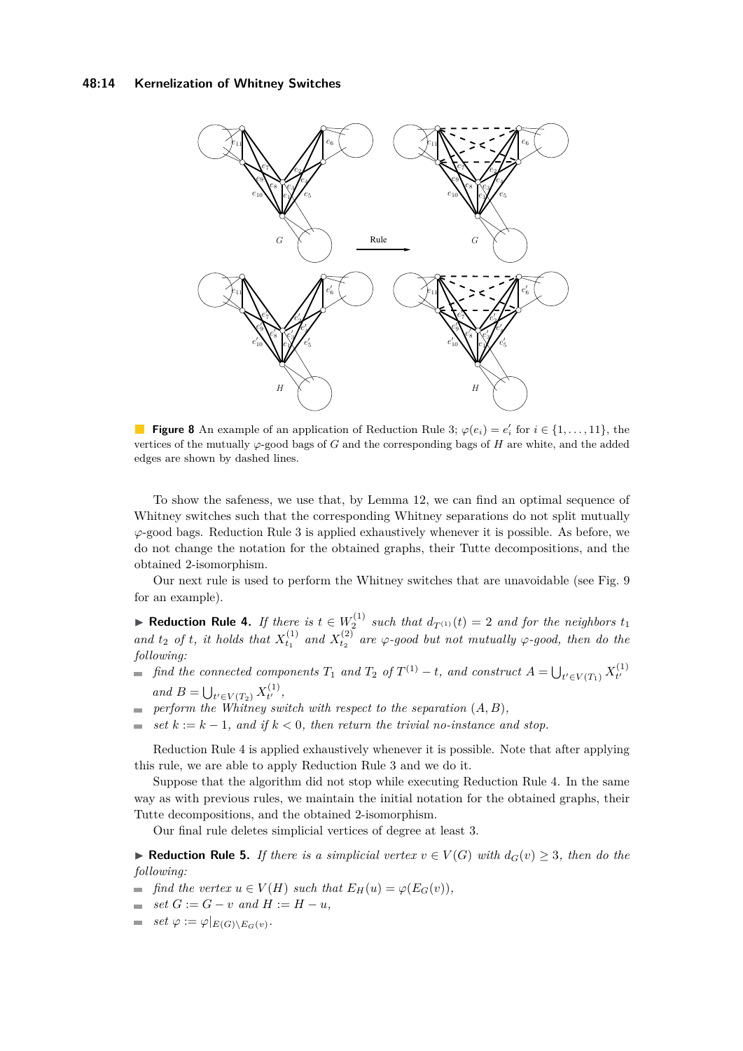**Figure 8** An example of an application of Reduction Rule 3; $\varphi(e_i) = e'_i$ for $i \in \{1, \ldots, 11\}$, the vertices of the mutually $\varphi$-good bags of $G$ and the corresponding bags of $H$ are white, and the added edges are shown by dashed lines.

To show the safeness, we use that, by Lemma 12, we can find an optimal sequence of Whitney switches such that the corresponding Whitney separations do not split mutually $\varphi$-good bags. Reduction Rule 3 is applied exhaustively whenever it is possible. As before, we do not change the notation for the obtained graphs, their Tutte decompositions, and the obtained 2-isomorphism.

Our next rule is used to perform the Whitney switches that are unavoidable (see Fig. 9 for an example).

▶ **Reduction Rule 4.** *If there is $t \in W_2^{(1)}$ such that $d_{T^{(1)}}(t) = 2$ and for the neighbors $t_1$ and $t_2$ of $t$, it holds that $X_{t_1}^{(1)}$ and $X_{t_2}^{(2)}$ are $\varphi$-good but not mutually $\varphi$-good, then do the following:*

- *find the connected components $T_1$ and $T_2$ of $T^{(1)} - t$, and construct $A = \bigcup_{t' \in V(T_1)} X_{t'}^{(1)}$ and $B = \bigcup_{t' \in V(T_2)} X_{t'}^{(1)}$,*
- *perform the Whitney switch with respect to the separation $(A, B)$,*
- *set $k := k - 1$, and if $k < 0$, then return the trivial no-instance and stop.*

Reduction Rule 4 is applied exhaustively whenever it is possible. Note that after applying this rule, we are able to apply Reduction Rule 3 and we do it.

Suppose that the algorithm did not stop while executing Reduction Rule 4. In the same way as with previous rules, we maintain the initial notation for the obtained graphs, their Tutte decompositions, and the obtained 2-isomorphism.

Our final rule deletes simplicial vertices of degree at least 3.

▶ **Reduction Rule 5.** *If there is a simplicial vertex $v \in V(G)$ with $d_G(v) \geq 3$, then do the following:*

- *find the vertex $u \in V(H)$ such that $E_H(u) = \varphi(E_G(v))$,*
- *set $G := G - v$ and $H := H - u$,*
- *set $\varphi := \varphi|_{E(G) \setminus E_G(v)}$.*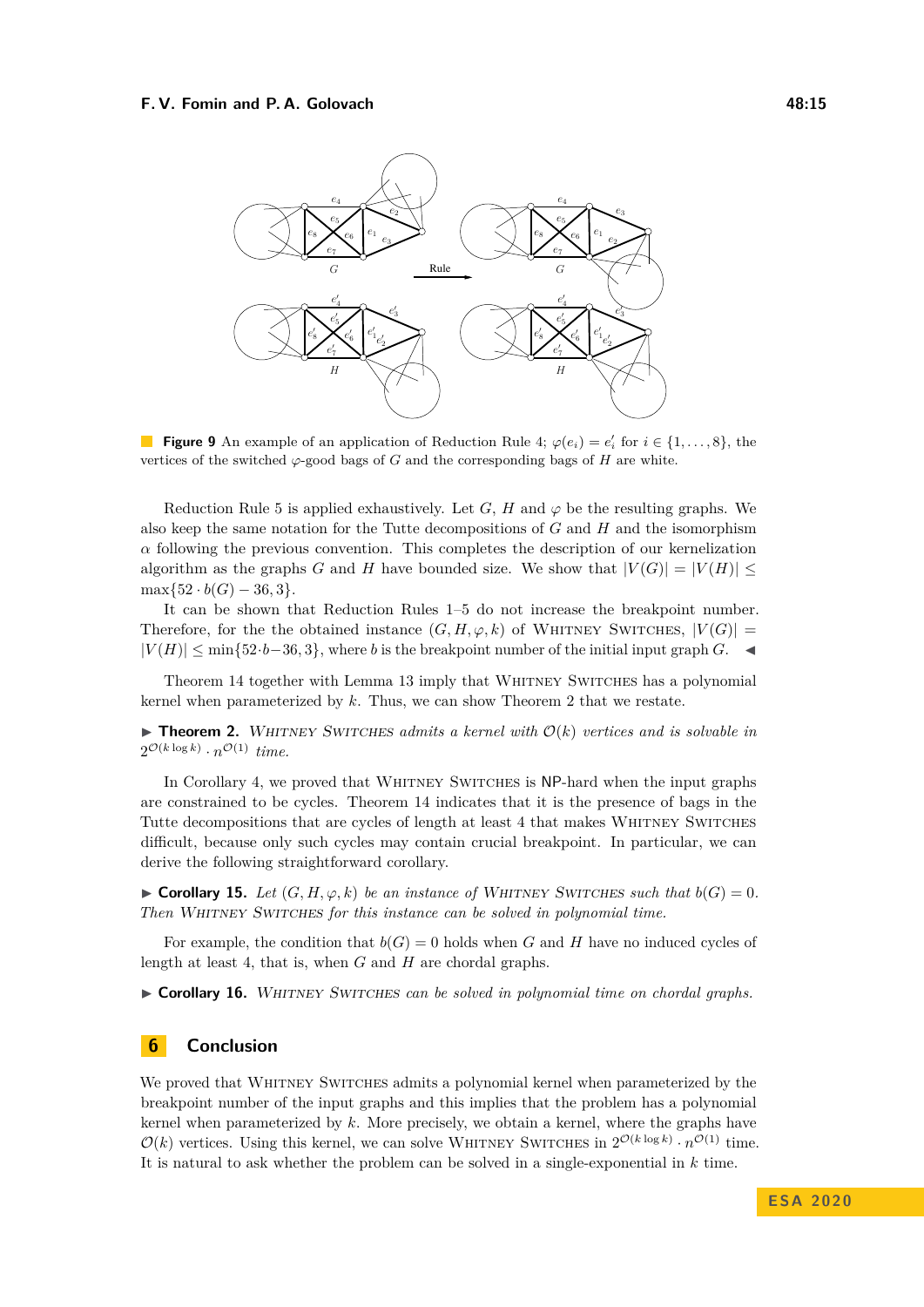**Figure 9** An example of an application of Reduction Rule 4; $\varphi(e_i) = e'_i$ for $i \in \{1, \ldots, 8\}$, the vertices of the switched $\varphi$-good bags of $G$ and the corresponding bags of $H$ are white.

Reduction Rule 5 is applied exhaustively. Let $G$, $H$ and $\varphi$ be the resulting graphs. We also keep the same notation for the Tutte decompositions of $G$ and $H$ and the isomorphism $\alpha$ following the previous convention. This completes the description of our kernelization algorithm as the graphs $G$ and $H$ have bounded size. We show that $|V(G)| = |V(H)| \leq \max\{52 \cdot b(G) - 36, 3\}$.

It can be shown that Reduction Rules 1–5 do not increase the breakpoint number. Therefore, for the the obtained instance $(G, H, \varphi, k)$ of Whitney Switches, $|V(G)| = |V(H)| \leq \min\{52 \cdot b - 36, 3\}$, where $b$ is the breakpoint number of the initial input graph $G$. ◀

Theorem 14 together with Lemma 13 imply that Whitney Switches has a polynomial kernel when parameterized by $k$. Thus, we can show Theorem 2 that we restate.

▶ **Theorem 2.** *Whitney Switches admits a kernel with $\mathcal{O}(k)$ vertices and is solvable in $2^{\mathcal{O}(k \log k)} \cdot n^{\mathcal{O}(1)}$ time.*

In Corollary 4, we proved that Whitney Switches is NP-hard when the input graphs are constrained to be cycles. Theorem 14 indicates that it is the presence of bags in the Tutte decompositions that are cycles of length at least 4 that makes Whitney Switches difficult, because only such cycles may contain crucial breakpoint. In particular, we can derive the following straightforward corollary.

▶ **Corollary 15.** *Let $(G, H, \varphi, k)$ be an instance of Whitney Switches such that $b(G) = 0$. Then Whitney Switches for this instance can be solved in polynomial time.*

For example, the condition that $b(G) = 0$ holds when $G$ and $H$ have no induced cycles of length at least 4, that is, when $G$ and $H$ are chordal graphs.

▶ **Corollary 16.** *Whitney Switches can be solved in polynomial time on chordal graphs.*

## 6 Conclusion

We proved that Whitney Switches admits a polynomial kernel when parameterized by the breakpoint number of the input graphs and this implies that the problem has a polynomial kernel when parameterized by $k$. More precisely, we obtain a kernel, where the graphs have $\mathcal{O}(k)$ vertices. Using this kernel, we can solve Whitney Switches in $2^{\mathcal{O}(k \log k)} \cdot n^{\mathcal{O}(1)}$ time. It is natural to ask whether the problem can be solved in a single-exponential in $k$ time.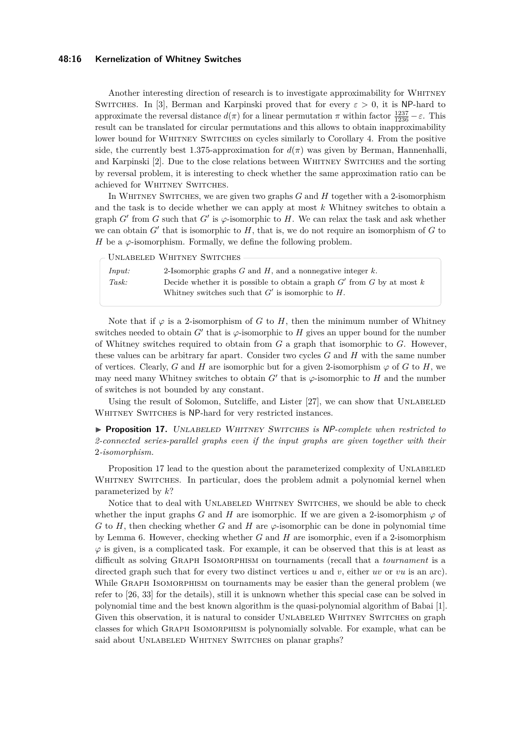Another interesting direction of research is to investigate approximability for Whitney Switches. In [3], Berman and Karpinski proved that for every $\varepsilon > 0$, it is NP-hard to approximate the reversal distance $d(\pi)$ for a linear permutation $\pi$ within factor $\frac{1237}{1236} - \varepsilon$. This result can be translated for circular permutations and this allows to obtain inapproximability lower bound for Whitney Switches on cycles similarly to Corollary 4. From the positive side, the currently best 1.375-approximation for $d(\pi)$ was given by Berman, Hannenhalli, and Karpinski [2]. Due to the close relations between Whitney Switches and the sorting by reversal problem, it is interesting to check whether the same approximation ratio can be achieved for Whitney Switches.

In Whitney Switches, we are given two graphs $G$ and $H$ together with a 2-isomorphism and the task is to decide whether we can apply at most $k$ Whitney switches to obtain a graph $G'$ from $G$ such that $G'$ is $\varphi$-isomorphic to $H$. We can relax the task and ask whether we can obtain $G'$ that is isomorphic to $H$, that is, we do not require an isomorphism of $G$ to $H$ be a $\varphi$-isomorphism. Formally, we define the following problem.

**Unlabeled Whitney Switches**

| | |
|---|---|
| *Input:* | 2-Isomorphic graphs $G$ and $H$, and a nonnegative integer $k$. |
| *Task:* | Decide whether it is possible to obtain a graph $G'$ from $G$ by at most $k$ Whitney switches such that $G'$ is isomorphic to $H$. |

Note that if $\varphi$ is a 2-isomorphism of $G$ to $H$, then the minimum number of Whitney switches needed to obtain $G'$ that is $\varphi$-isomorphic to $H$ gives an upper bound for the number of Whitney switches required to obtain from $G$ a graph that isomorphic to $G$. However, these values can be arbitrary far apart. Consider two cycles $G$ and $H$ with the same number of vertices. Clearly, $G$ and $H$ are isomorphic but for a given 2-isomorphism $\varphi$ of $G$ to $H$, we may need many Whitney switches to obtain $G'$ that is $\varphi$-isomorphic to $H$ and the number of switches is not bounded by any constant.

Using the result of Solomon, Sutcliffe, and Lister [27], we can show that Unlabeled Whitney Switches is NP-hard for very restricted instances.

► **Proposition 17.** *Unlabeled Whitney Switches is NP-complete when restricted to 2-connected series-parallel graphs even if the input graphs are given together with their 2-isomorphism.*

Proposition 17 lead to the question about the parameterized complexity of Unlabeled Whitney Switches. In particular, does the problem admit a polynomial kernel when parameterized by $k$?

Notice that to deal with Unlabeled Whitney Switches, we should be able to check whether the input graphs $G$ and $H$ are isomorphic. If we are given a 2-isomorphism $\varphi$ of $G$ to $H$, then checking whether $G$ and $H$ are $\varphi$-isomorphic can be done in polynomial time by Lemma 6. However, checking whether $G$ and $H$ are isomorphic, even if a 2-isomorphism $\varphi$ is given, is a complicated task. For example, it can be observed that this is at least as difficult as solving Graph Isomorphism on tournaments (recall that a *tournament* is a directed graph such that for every two distinct vertices $u$ and $v$, either $uv$ or $vu$ is an arc). While Graph Isomorphism on tournaments may be easier than the general problem (we refer to [26, 33] for the details), still it is unknown whether this special case can be solved in polynomial time and the best known algorithm is the quasi-polynomial algorithm of Babai [1]. Given this observation, it is natural to consider Unlabeled Whitney Switches on graph classes for which Graph Isomorphism is polynomially solvable. For example, what can be said about Unlabeled Whitney Switches on planar graphs?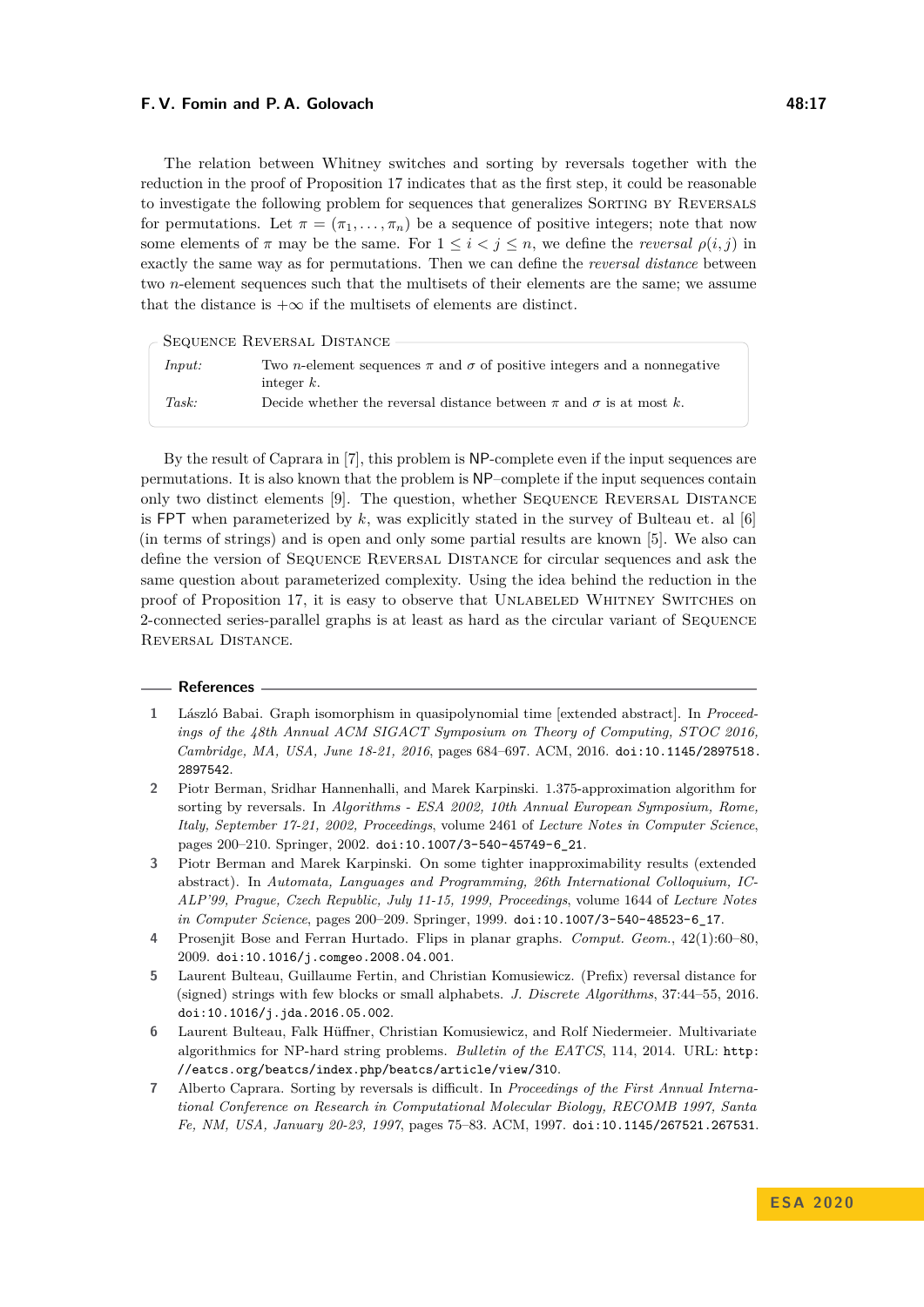The relation between Whitney switches and sorting by reversals together with the reduction in the proof of Proposition 17 indicates that as the first step, it could be reasonable to investigate the following problem for sequences that generalizes Sorting by Reversals for permutations. Let $\pi = (\pi_1, \ldots, \pi_n)$ be a sequence of positive integers; note that now some elements of $\pi$ may be the same. For $1 \leq i < j \leq n$, we define the *reversal* $\rho(i, j)$ in exactly the same way as for permutations. Then we can define the *reversal distance* between two $n$-element sequences such that the multisets of their elements are the same; we assume that the distance is $+\infty$ if the multisets of elements are distinct.

> Sequence Reversal Distance
>
> *Input:* Two $n$-element sequences $\pi$ and $\sigma$ of positive integers and a nonnegative integer $k$.
>
> *Task:* Decide whether the reversal distance between $\pi$ and $\sigma$ is at most $k$.

By the result of Caprara in [7], this problem is NP-complete even if the input sequences are permutations. It is also known that the problem is NP–complete if the input sequences contain only two distinct elements [9]. The question, whether Sequence Reversal Distance is FPT when parameterized by $k$, was explicitly stated in the survey of Bulteau et. al [6] (in terms of strings) and is open and only some partial results are known [5]. We also can define the version of Sequence Reversal Distance for circular sequences and ask the same question about parameterized complexity. Using the idea behind the reduction in the proof of Proposition 17, it is easy to observe that Unlabeled Whitney Switches on 2-connected series-parallel graphs is at least as hard as the circular variant of Sequence Reversal Distance.

## References

1. László Babai. Graph isomorphism in quasipolynomial time [extended abstract]. In *Proceedings of the 48th Annual ACM SIGACT Symposium on Theory of Computing, STOC 2016, Cambridge, MA, USA, June 18-21, 2016*, pages 684–697. ACM, 2016. doi:10.1145/2897518.2897542.
2. Piotr Berman, Sridhar Hannenhalli, and Marek Karpinski. 1.375-approximation algorithm for sorting by reversals. In *Algorithms - ESA 2002, 10th Annual European Symposium, Rome, Italy, September 17-21, 2002, Proceedings*, volume 2461 of *Lecture Notes in Computer Science*, pages 200–210. Springer, 2002. doi:10.1007/3-540-45749-6_21.
3. Piotr Berman and Marek Karpinski. On some tighter inapproximability results (extended abstract). In *Automata, Languages and Programming, 26th International Colloquium, ICALP'99, Prague, Czech Republic, July 11-15, 1999, Proceedings*, volume 1644 of *Lecture Notes in Computer Science*, pages 200–209. Springer, 1999. doi:10.1007/3-540-48523-6_17.
4. Prosenjit Bose and Ferran Hurtado. Flips in planar graphs. *Comput. Geom.*, 42(1):60–80, 2009. doi:10.1016/j.comgeo.2008.04.001.
5. Laurent Bulteau, Guillaume Fertin, and Christian Komusiewicz. (Prefix) reversal distance for (signed) strings with few blocks or small alphabets. *J. Discrete Algorithms*, 37:44–55, 2016. doi:10.1016/j.jda.2016.05.002.
6. Laurent Bulteau, Falk Hüffner, Christian Komusiewicz, and Rolf Niedermeier. Multivariate algorithmics for NP-hard string problems. *Bulletin of the EATCS*, 114, 2014. URL: http://eatcs.org/beatcs/index.php/beatcs/article/view/310.
7. Alberto Caprara. Sorting by reversals is difficult. In *Proceedings of the First Annual International Conference on Research in Computational Molecular Biology, RECOMB 1997, Santa Fe, NM, USA, January 20-23, 1997*, pages 75–83. ACM, 1997. doi:10.1145/267521.267531.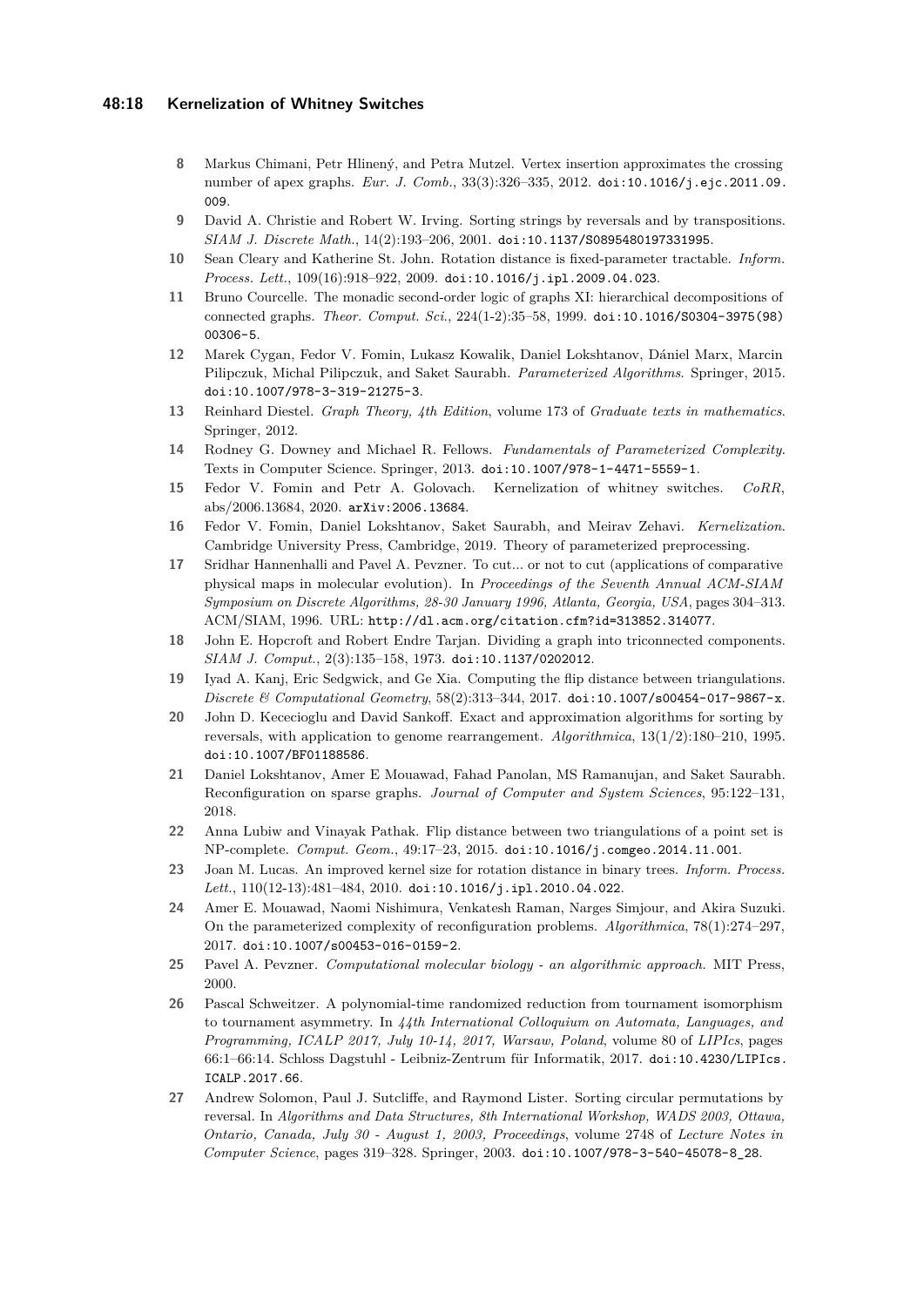8 Markus Chimani, Petr Hliněný, and Petra Mutzel. Vertex insertion approximates the crossing number of apex graphs. *Eur. J. Comb.*, 33(3):326–335, 2012. doi:10.1016/j.ejc.2011.09.009.

9 David A. Christie and Robert W. Irving. Sorting strings by reversals and by transpositions. *SIAM J. Discrete Math.*, 14(2):193–206, 2001. doi:10.1137/S0895480197331995.

10 Sean Cleary and Katherine St. John. Rotation distance is fixed-parameter tractable. *Inform. Process. Lett.*, 109(16):918–922, 2009. doi:10.1016/j.ipl.2009.04.023.

11 Bruno Courcelle. The monadic second-order logic of graphs XI: hierarchical decompositions of connected graphs. *Theor. Comput. Sci.*, 224(1-2):35–58, 1999. doi:10.1016/S0304-3975(98)00306-5.

12 Marek Cygan, Fedor V. Fomin, Lukasz Kowalik, Daniel Lokshtanov, Dániel Marx, Marcin Pilipczuk, Michal Pilipczuk, and Saket Saurabh. *Parameterized Algorithms*. Springer, 2015. doi:10.1007/978-3-319-21275-3.

13 Reinhard Diestel. *Graph Theory, 4th Edition*, volume 173 of *Graduate texts in mathematics*. Springer, 2012.

14 Rodney G. Downey and Michael R. Fellows. *Fundamentals of Parameterized Complexity*. Texts in Computer Science. Springer, 2013. doi:10.1007/978-1-4471-5559-1.

15 Fedor V. Fomin and Petr A. Golovach. Kernelization of whitney switches. *CoRR*, abs/2006.13684, 2020. arXiv:2006.13684.

16 Fedor V. Fomin, Daniel Lokshtanov, Saket Saurabh, and Meirav Zehavi. *Kernelization*. Cambridge University Press, Cambridge, 2019. Theory of parameterized preprocessing.

17 Sridhar Hannenhalli and Pavel A. Pevzner. To cut... or not to cut (applications of comparative physical maps in molecular evolution). In *Proceedings of the Seventh Annual ACM-SIAM Symposium on Discrete Algorithms, 28-30 January 1996, Atlanta, Georgia, USA*, pages 304–313. ACM/SIAM, 1996. URL: http://dl.acm.org/citation.cfm?id=313852.314077.

18 John E. Hopcroft and Robert Endre Tarjan. Dividing a graph into triconnected components. *SIAM J. Comput.*, 2(3):135–158, 1973. doi:10.1137/0202012.

19 Iyad A. Kanj, Eric Sedgwick, and Ge Xia. Computing the flip distance between triangulations. *Discrete & Computational Geometry*, 58(2):313–344, 2017. doi:10.1007/s00454-017-9867-x.

20 John D. Kececioglu and David Sankoff. Exact and approximation algorithms for sorting by reversals, with application to genome rearrangement. *Algorithmica*, 13(1/2):180–210, 1995. doi:10.1007/BF01188586.

21 Daniel Lokshtanov, Amer E Mouawad, Fahad Panolan, MS Ramanujan, and Saket Saurabh. Reconfiguration on sparse graphs. *Journal of Computer and System Sciences*, 95:122–131, 2018.

22 Anna Lubiw and Vinayak Pathak. Flip distance between two triangulations of a point set is NP-complete. *Comput. Geom.*, 49:17–23, 2015. doi:10.1016/j.comgeo.2014.11.001.

23 Joan M. Lucas. An improved kernel size for rotation distance in binary trees. *Inform. Process. Lett.*, 110(12-13):481–484, 2010. doi:10.1016/j.ipl.2010.04.022.

24 Amer E. Mouawad, Naomi Nishimura, Venkatesh Raman, Narges Simjour, and Akira Suzuki. On the parameterized complexity of reconfiguration problems. *Algorithmica*, 78(1):274–297, 2017. doi:10.1007/s00453-016-0159-2.

25 Pavel A. Pevzner. *Computational molecular biology - an algorithmic approach*. MIT Press, 2000.

26 Pascal Schweitzer. A polynomial-time randomized reduction from tournament isomorphism to tournament asymmetry. In *44th International Colloquium on Automata, Languages, and Programming, ICALP 2017, July 10-14, 2017, Warsaw, Poland*, volume 80 of *LIPIcs*, pages 66:1–66:14. Schloss Dagstuhl - Leibniz-Zentrum für Informatik, 2017. doi:10.4230/LIPIcs.ICALP.2017.66.

27 Andrew Solomon, Paul J. Sutcliffe, and Raymond Lister. Sorting circular permutations by reversal. In *Algorithms and Data Structures, 8th International Workshop, WADS 2003, Ottawa, Ontario, Canada, July 30 - August 1, 2003, Proceedings*, volume 2748 of *Lecture Notes in Computer Science*, pages 319–328. Springer, 2003. doi:10.1007/978-3-540-45078-8_28.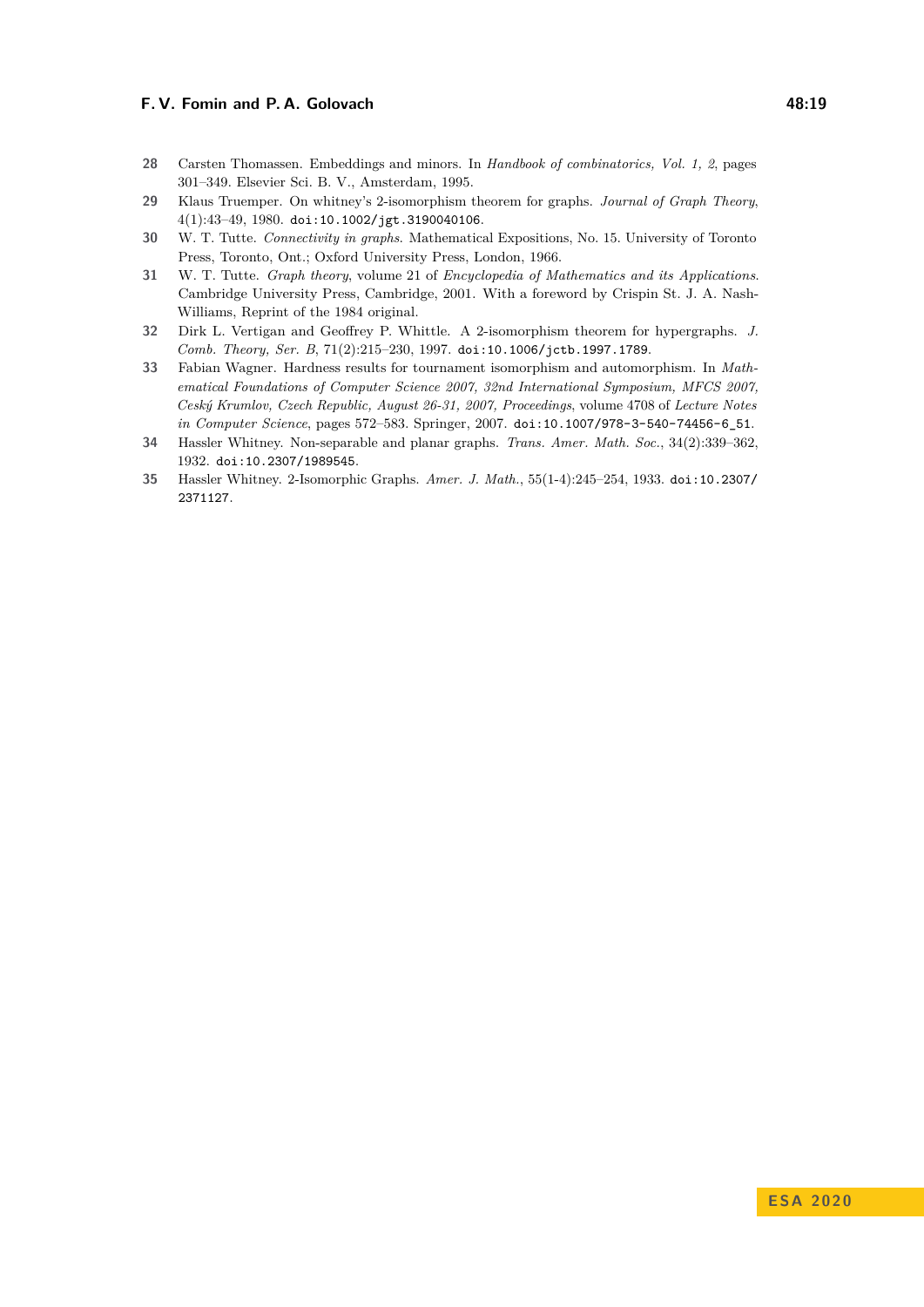28 Carsten Thomassen. Embeddings and minors. In *Handbook of combinatorics, Vol. 1, 2*, pages 301–349. Elsevier Sci. B. V., Amsterdam, 1995.

29 Klaus Truemper. On whitney's 2-isomorphism theorem for graphs. *Journal of Graph Theory*, 4(1):43–49, 1980. doi:10.1002/jgt.3190040106.

30 W. T. Tutte. *Connectivity in graphs*. Mathematical Expositions, No. 15. University of Toronto Press, Toronto, Ont.; Oxford University Press, London, 1966.

31 W. T. Tutte. *Graph theory*, volume 21 of *Encyclopedia of Mathematics and its Applications*. Cambridge University Press, Cambridge, 2001. With a foreword by Crispin St. J. A. Nash-Williams, Reprint of the 1984 original.

32 Dirk L. Vertigan and Geoffrey P. Whittle. A 2-isomorphism theorem for hypergraphs. *J. Comb. Theory, Ser. B*, 71(2):215–230, 1997. doi:10.1006/jctb.1997.1789.

33 Fabian Wagner. Hardness results for tournament isomorphism and automorphism. In *Mathematical Foundations of Computer Science 2007, 32nd International Symposium, MFCS 2007, Ceský Krumlov, Czech Republic, August 26-31, 2007, Proceedings*, volume 4708 of *Lecture Notes in Computer Science*, pages 572–583. Springer, 2007. doi:10.1007/978-3-540-74456-6_51.

34 Hassler Whitney. Non-separable and planar graphs. *Trans. Amer. Math. Soc.*, 34(2):339–362, 1932. doi:10.2307/1989545.

35 Hassler Whitney. 2-Isomorphic Graphs. *Amer. J. Math.*, 55(1-4):245–254, 1933. doi:10.2307/2371127.